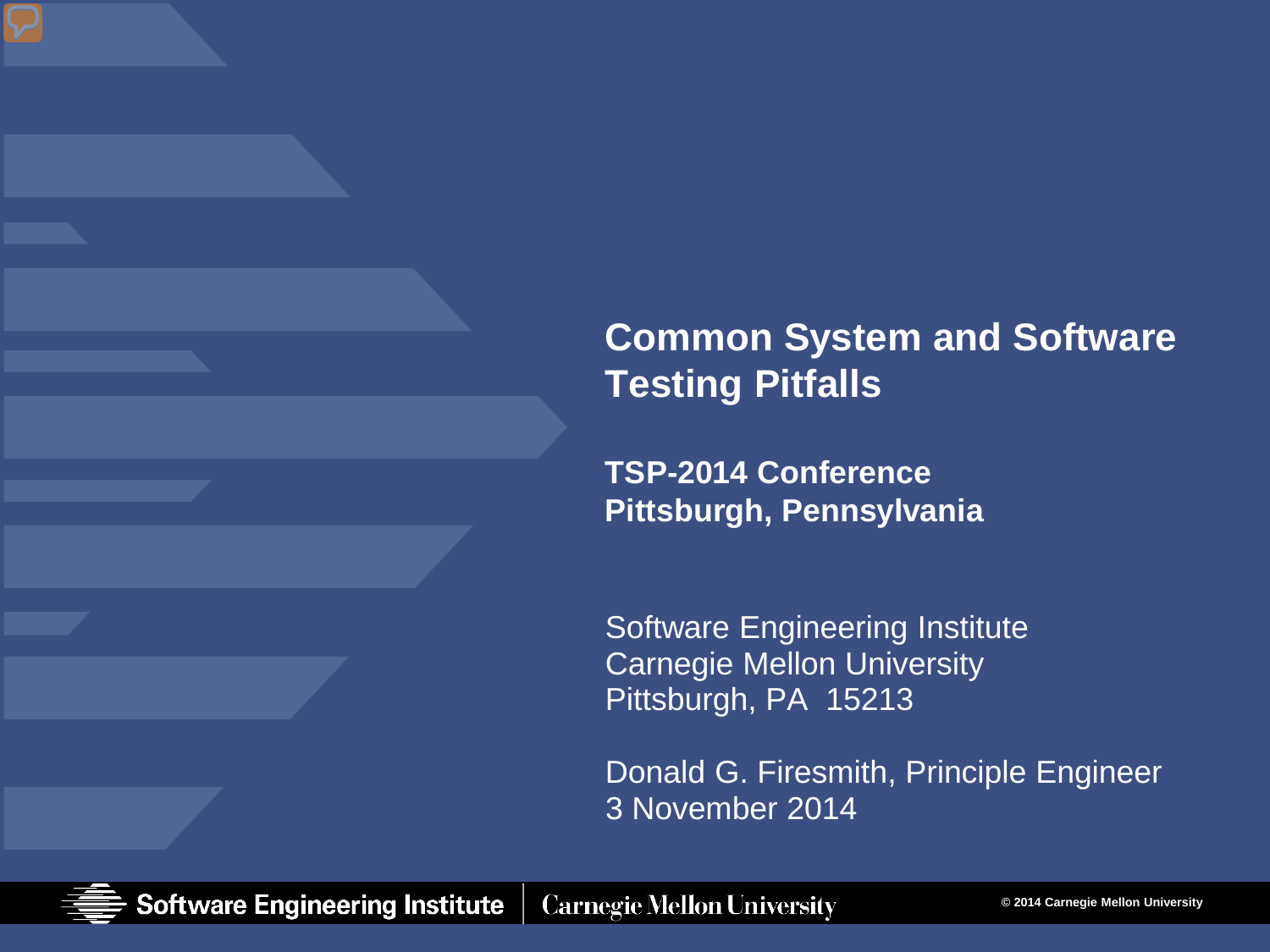# Common System and Software Testing Pitfalls

**TSP-2014 Conference**
**Pittsburgh, Pennsylvania**

Software Engineering Institute
Carnegie Mellon University
Pittsburgh, PA 15213

Donald G. Firesmith, Principle Engineer
3 November 2014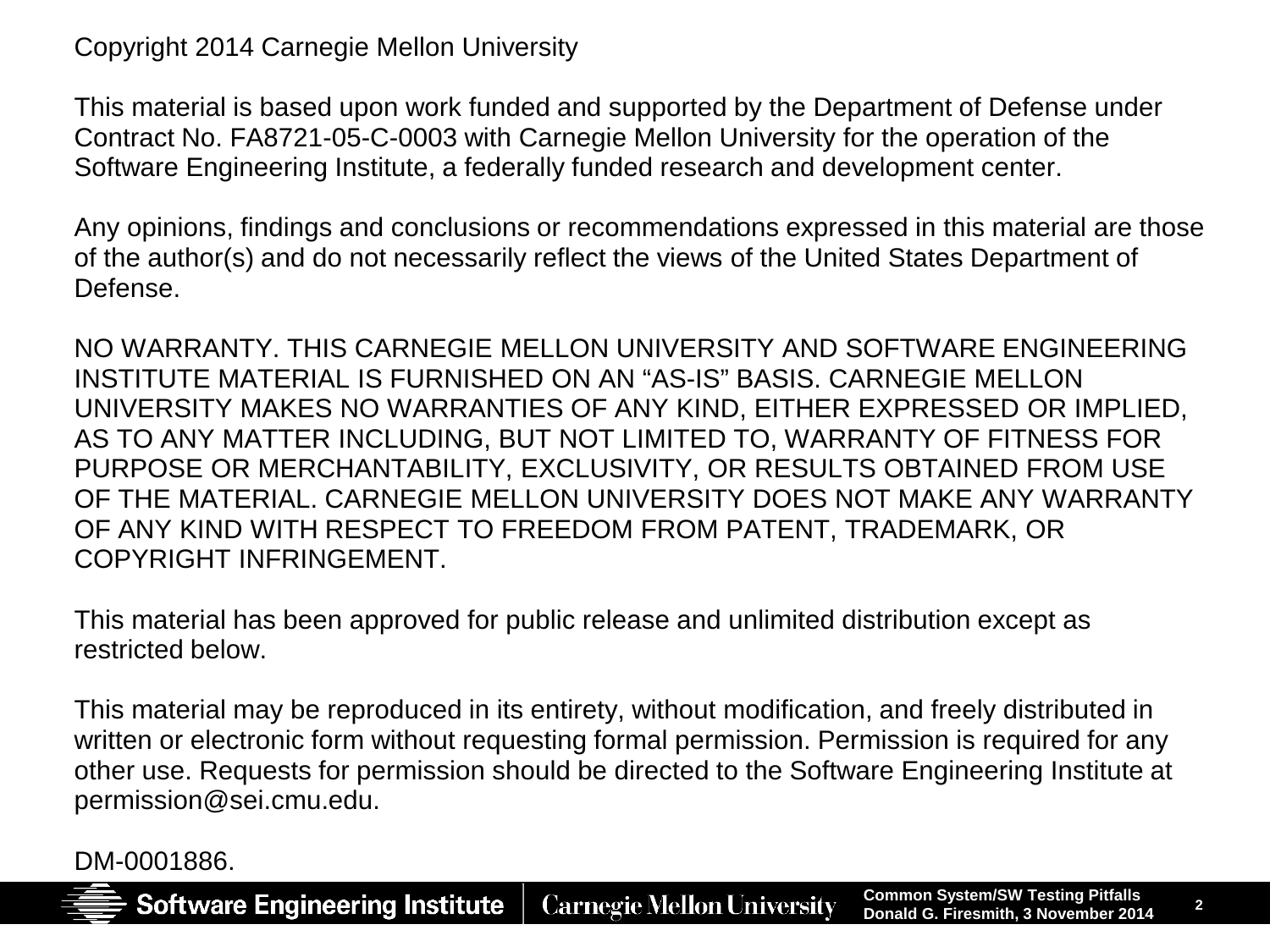Copyright 2014 Carnegie Mellon University

This material is based upon work funded and supported by the Department of Defense under Contract No. FA8721-05-C-0003 with Carnegie Mellon University for the operation of the Software Engineering Institute, a federally funded research and development center.

Any opinions, findings and conclusions or recommendations expressed in this material are those of the author(s) and do not necessarily reflect the views of the United States Department of Defense.

NO WARRANTY. THIS CARNEGIE MELLON UNIVERSITY AND SOFTWARE ENGINEERING INSTITUTE MATERIAL IS FURNISHED ON AN “AS-IS” BASIS. CARNEGIE MELLON UNIVERSITY MAKES NO WARRANTIES OF ANY KIND, EITHER EXPRESSED OR IMPLIED, AS TO ANY MATTER INCLUDING, BUT NOT LIMITED TO, WARRANTY OF FITNESS FOR PURPOSE OR MERCHANTABILITY, EXCLUSIVITY, OR RESULTS OBTAINED FROM USE OF THE MATERIAL. CARNEGIE MELLON UNIVERSITY DOES NOT MAKE ANY WARRANTY OF ANY KIND WITH RESPECT TO FREEDOM FROM PATENT, TRADEMARK, OR COPYRIGHT INFRINGEMENT.

This material has been approved for public release and unlimited distribution except as restricted below.

This material may be reproduced in its entirety, without modification, and freely distributed in written or electronic form without requesting formal permission. Permission is required for any other use. Requests for permission should be directed to the Software Engineering Institute at permission@sei.cmu.edu.

DM-0001886.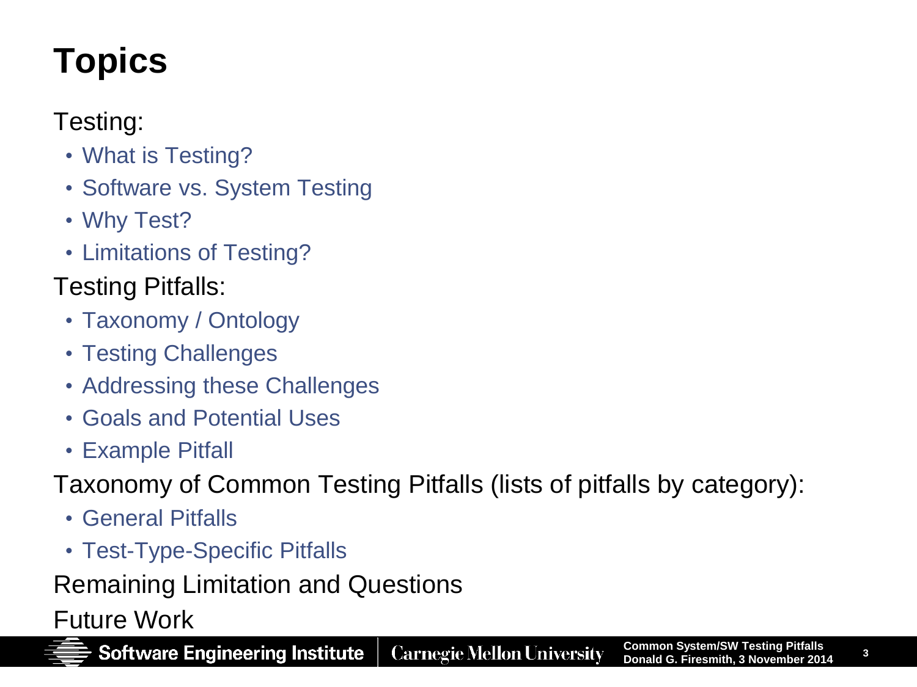# Topics

Testing:

- What is Testing?
- Software vs. System Testing
- Why Test?
- Limitations of Testing?

Testing Pitfalls:

- Taxonomy / Ontology
- Testing Challenges
- Addressing these Challenges
- Goals and Potential Uses
- Example Pitfall

Taxonomy of Common Testing Pitfalls (lists of pitfalls by category):

- General Pitfalls
- Test-Type-Specific Pitfalls

Remaining Limitation and Questions

Future Work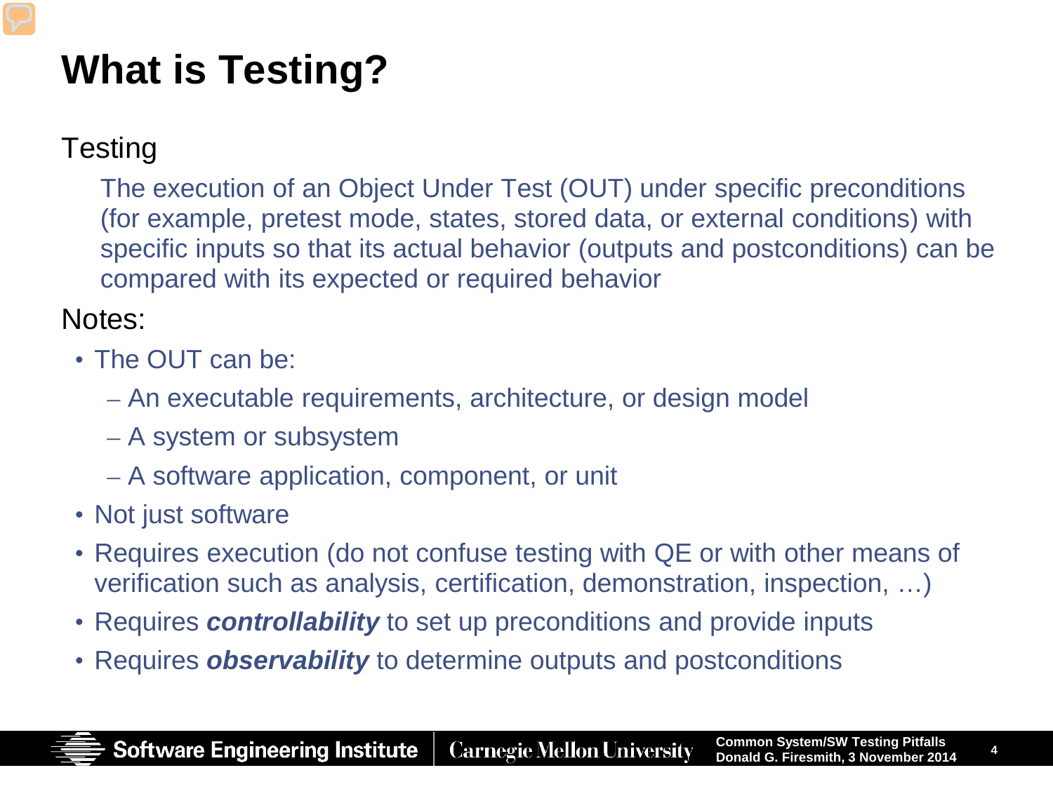# What is Testing?

Testing

The execution of an Object Under Test (OUT) under specific preconditions (for example, pretest mode, states, stored data, or external conditions) with specific inputs so that its actual behavior (outputs and postconditions) can be compared with its expected or required behavior

Notes:

- The OUT can be:
  - An executable requirements, architecture, or design model
  - A system or subsystem
  - A software application, component, or unit
- Not just software
- Requires execution (do not confuse testing with QE or with other means of verification such as analysis, certification, demonstration, inspection, …)
- Requires ***controllability*** to set up preconditions and provide inputs
- Requires ***observability*** to determine outputs and postconditions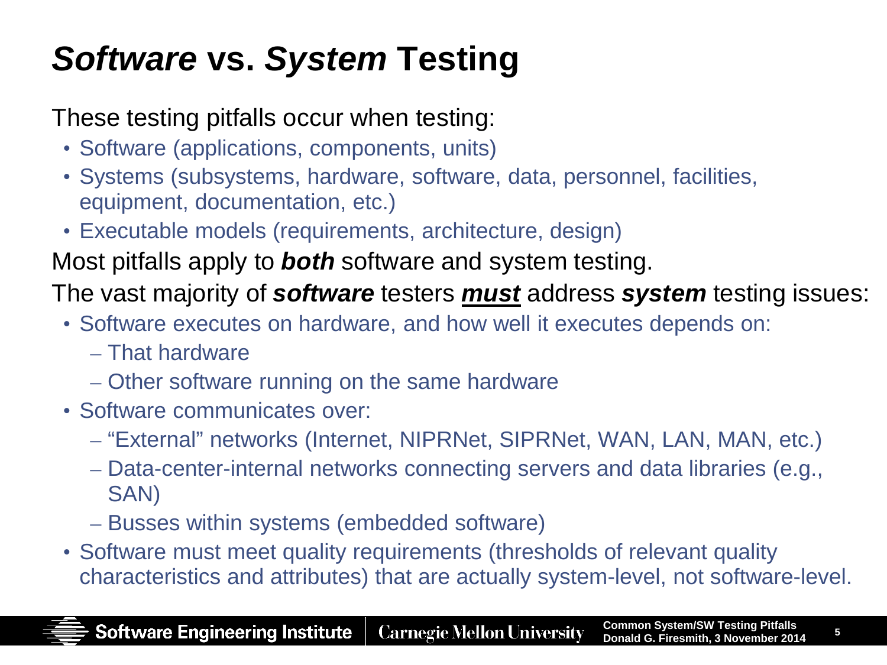# *Software* vs. *System* Testing

These testing pitfalls occur when testing:

- Software (applications, components, units)
- Systems (subsystems, hardware, software, data, personnel, facilities, equipment, documentation, etc.)
- Executable models (requirements, architecture, design)

Most pitfalls apply to ***both*** software and system testing.

The vast majority of ***software*** testers ***must*** address ***system*** testing issues:

- Software executes on hardware, and how well it executes depends on:
  - That hardware
  - Other software running on the same hardware
- Software communicates over:
  - "External" networks (Internet, NIPRNet, SIPRNet, WAN, LAN, MAN, etc.)
  - Data-center-internal networks connecting servers and data libraries (e.g., SAN)
  - Busses within systems (embedded software)
- Software must meet quality requirements (thresholds of relevant quality characteristics and attributes) that are actually system-level, not software-level.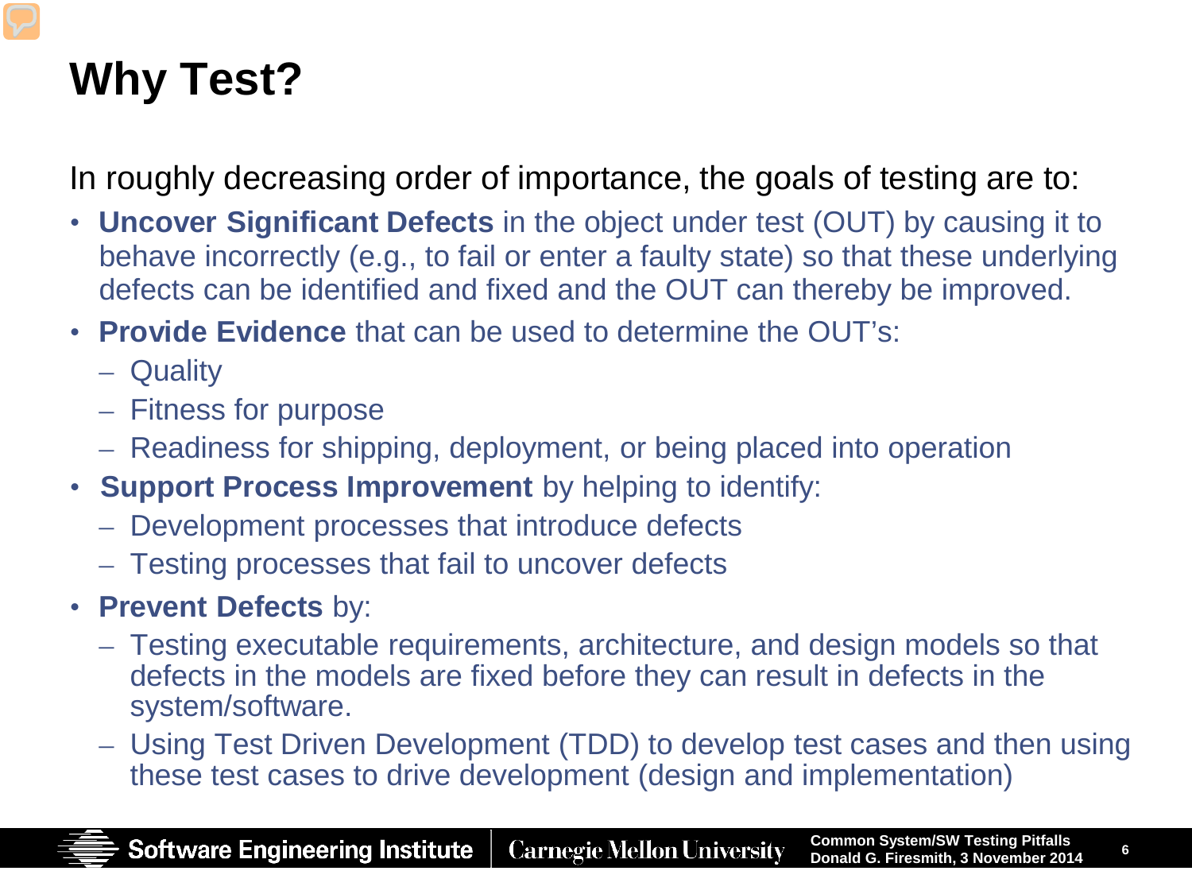# Why Test?

In roughly decreasing order of importance, the goals of testing are to:

- **Uncover Significant Defects** in the object under test (OUT) by causing it to behave incorrectly (e.g., to fail or enter a faulty state) so that these underlying defects can be identified and fixed and the OUT can thereby be improved.
- **Provide Evidence** that can be used to determine the OUT's:
  - Quality
  - Fitness for purpose
  - Readiness for shipping, deployment, or being placed into operation
- **Support Process Improvement** by helping to identify:
  - Development processes that introduce defects
  - Testing processes that fail to uncover defects
- **Prevent Defects** by:
  - Testing executable requirements, architecture, and design models so that defects in the models are fixed before they can result in defects in the system/software.
  - Using Test Driven Development (TDD) to develop test cases and then using these test cases to drive development (design and implementation)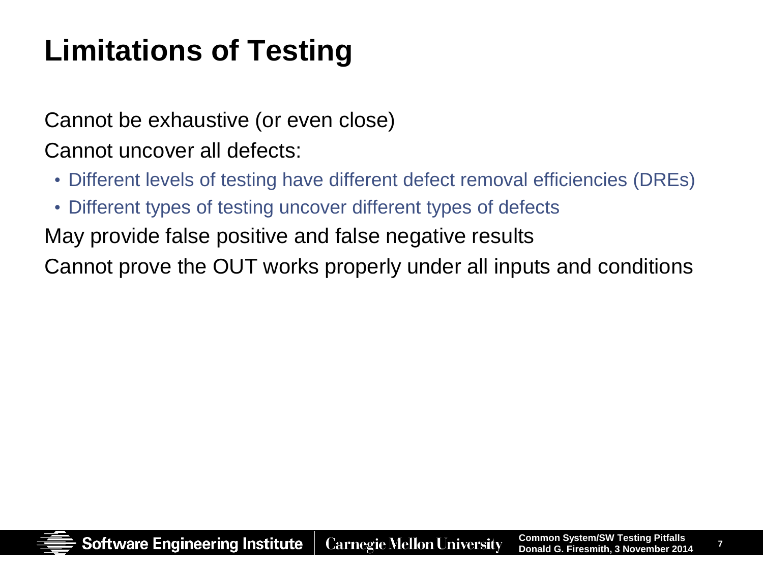# Limitations of Testing

Cannot be exhaustive (or even close)

Cannot uncover all defects:

- Different levels of testing have different defect removal efficiencies (DREs)
- Different types of testing uncover different types of defects

May provide false positive and false negative results

Cannot prove the OUT works properly under all inputs and conditions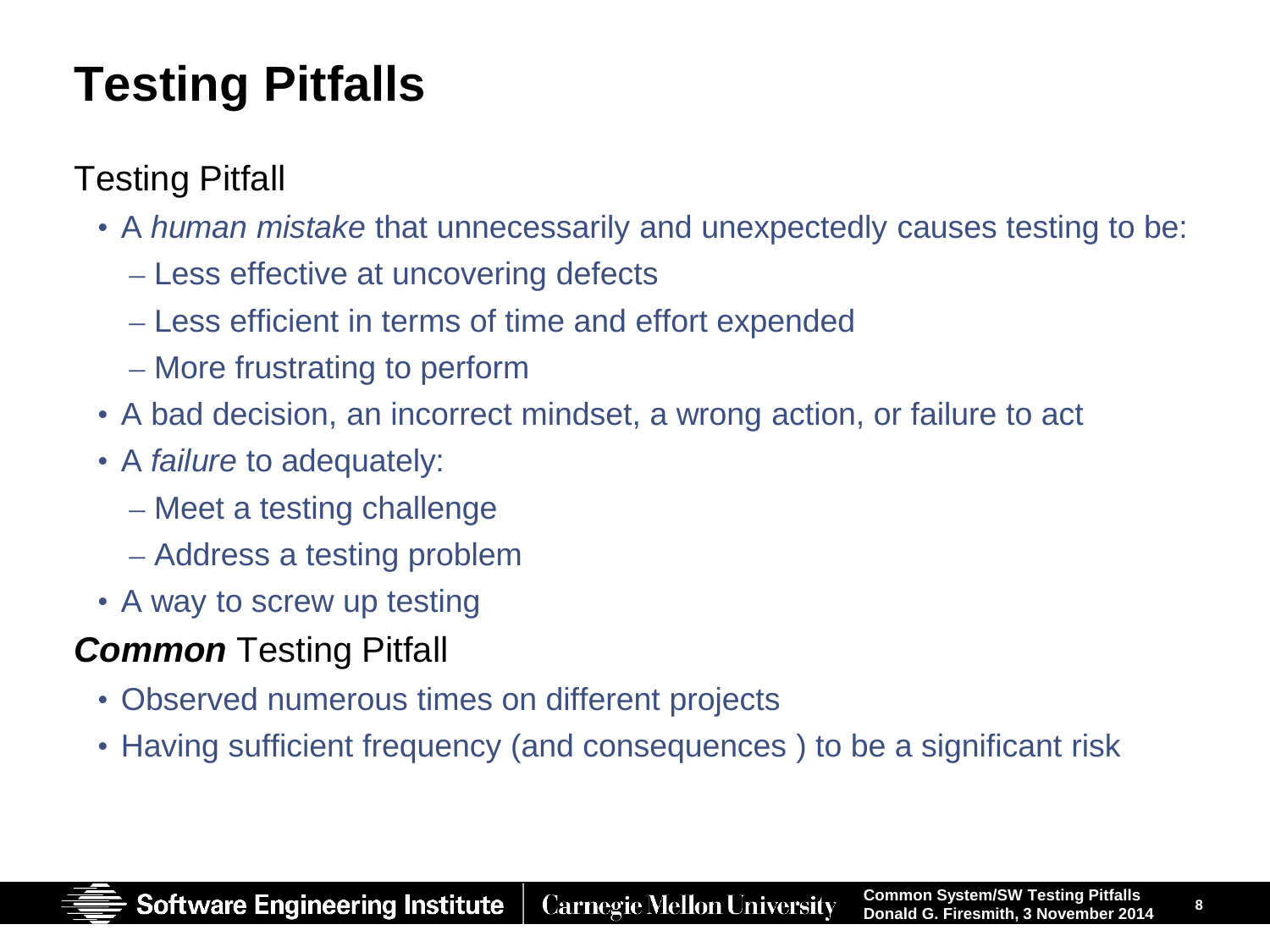# Testing Pitfalls

## Testing Pitfall

- A *human mistake* that unnecessarily and unexpectedly causes testing to be:
  - Less effective at uncovering defects
  - Less efficient in terms of time and effort expended
  - More frustrating to perform
- A bad decision, an incorrect mindset, a wrong action, or failure to act
- A *failure* to adequately:
  - Meet a testing challenge
  - Address a testing problem
- A way to screw up testing

## ***Common*** Testing Pitfall

- Observed numerous times on different projects
- Having sufficient frequency (and consequences ) to be a significant risk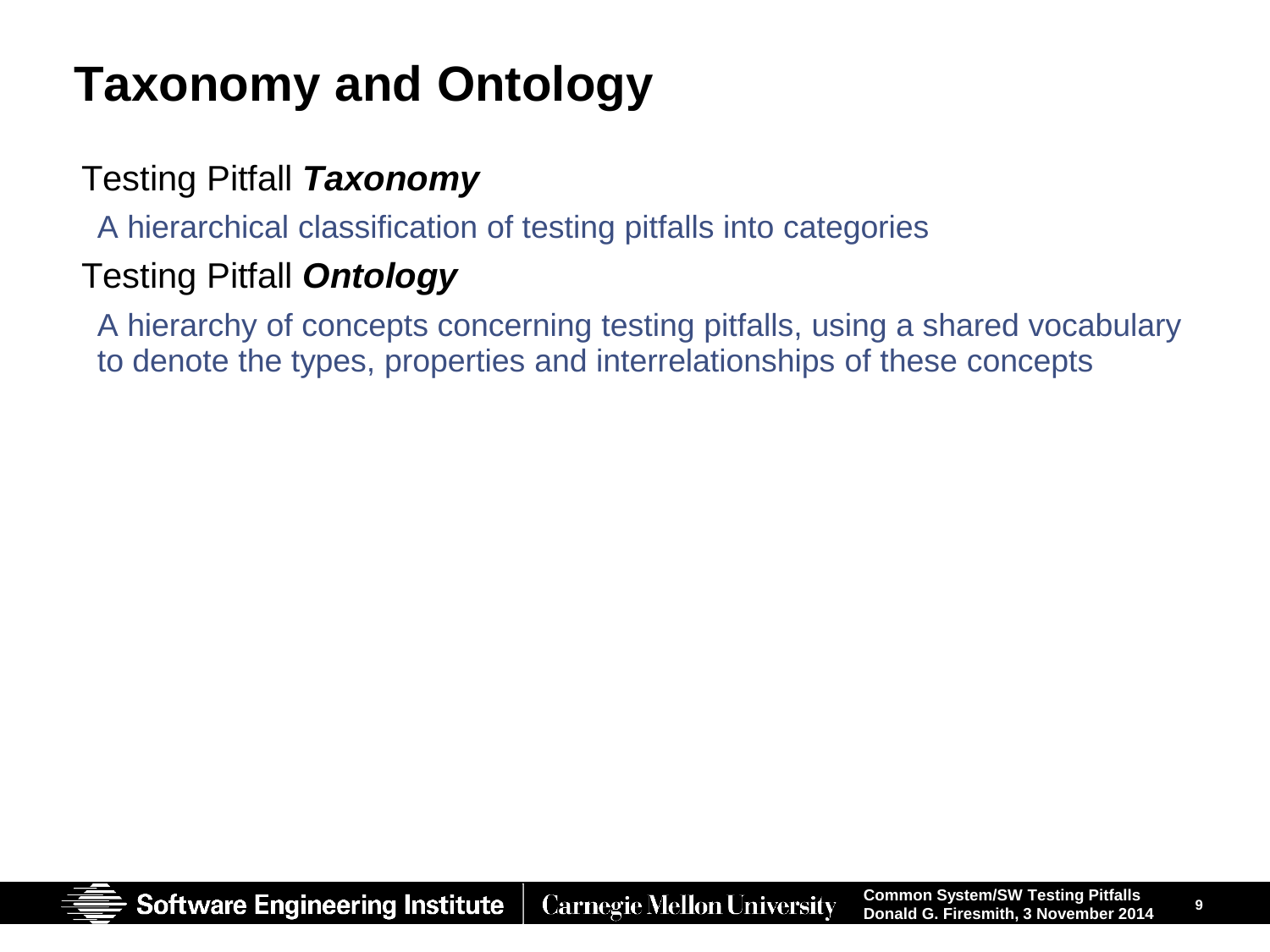# Taxonomy and Ontology

Testing Pitfall ***Taxonomy***

A hierarchical classification of testing pitfalls into categories

Testing Pitfall ***Ontology***

A hierarchy of concepts concerning testing pitfalls, using a shared vocabulary to denote the types, properties and interrelationships of these concepts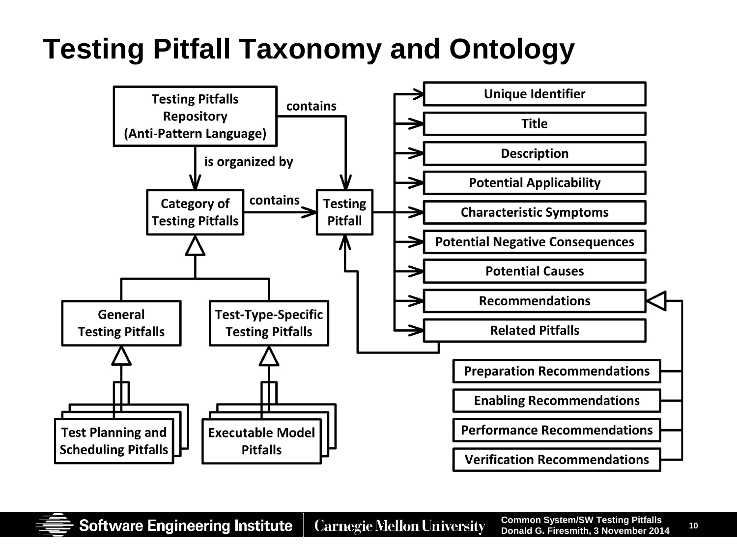# Testing Pitfall Taxonomy and Ontology

Testing Pitfalls Repository (Anti-Pattern Language)

contains

is organized by

Category of Testing Pitfalls

contains

Testing Pitfall

Unique Identifier

Title

Description

Potential Applicability

Characteristic Symptoms

Potential Negative Consequences

Potential Causes

Recommendations

Related Pitfalls

General Testing Pitfalls

Test-Type-Specific Testing Pitfalls

Test Planning and Scheduling Pitfalls

Executable Model Pitfalls

Preparation Recommendations

Enabling Recommendations

Performance Recommendations

Verification Recommendations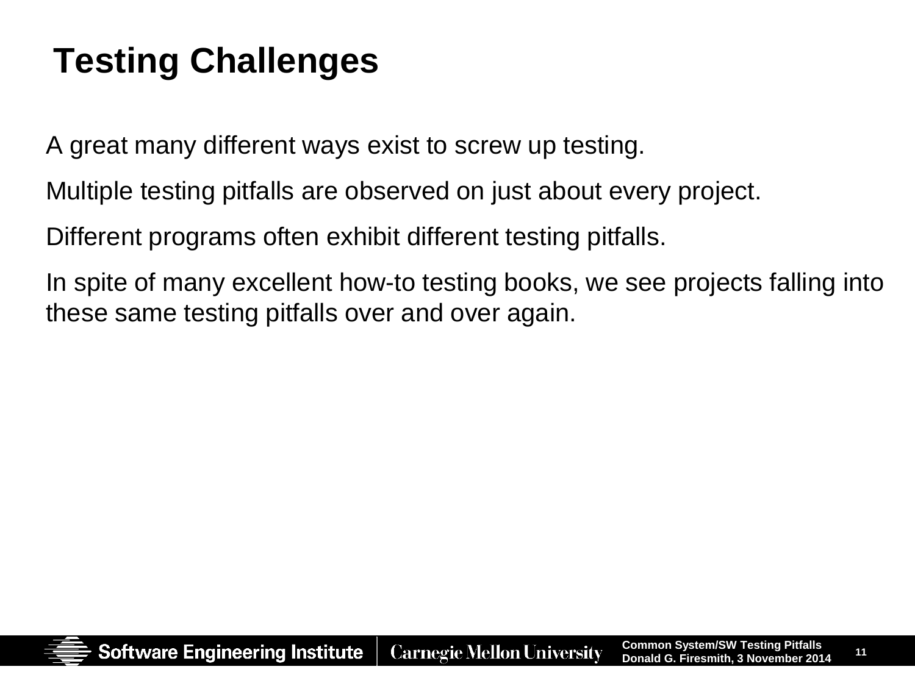# Testing Challenges

A great many different ways exist to screw up testing.

Multiple testing pitfalls are observed on just about every project.

Different programs often exhibit different testing pitfalls.

In spite of many excellent how-to testing books, we see projects falling into these same testing pitfalls over and over again.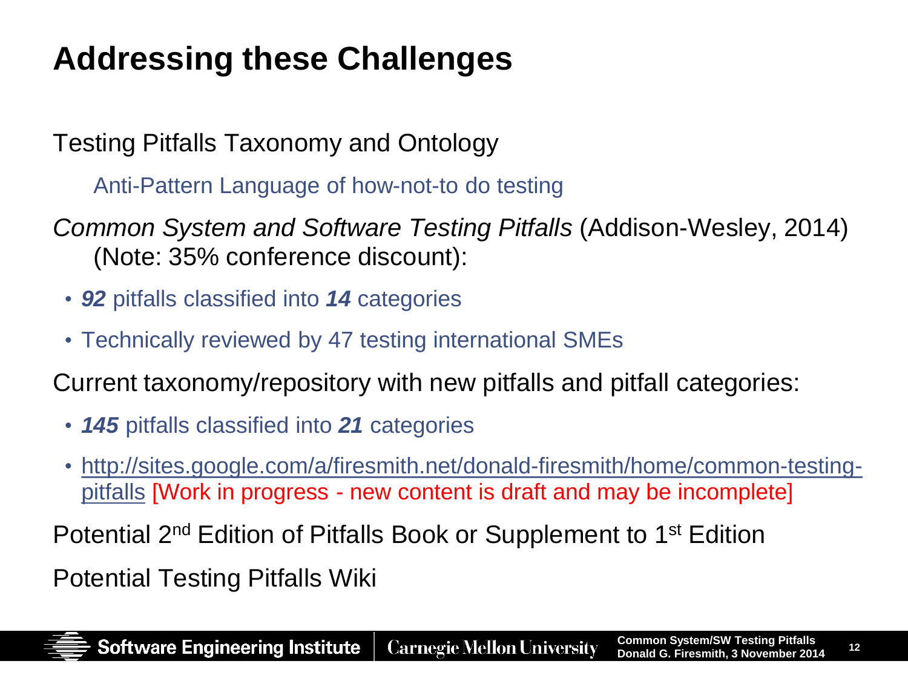# Addressing these Challenges

Testing Pitfalls Taxonomy and Ontology

Anti-Pattern Language of how-not-to do testing

*Common System and Software Testing Pitfalls* (Addison-Wesley, 2014) (Note: 35% conference discount):

- ***92*** pitfalls classified into ***14*** categories
- Technically reviewed by 47 testing international SMEs

Current taxonomy/repository with new pitfalls and pitfall categories:

- ***145*** pitfalls classified into ***21*** categories
- http://sites.google.com/a/firesmith.net/donald-firesmith/home/common-testing-pitfalls [Work in progress - new content is draft and may be incomplete]

Potential 2nd Edition of Pitfalls Book or Supplement to 1st Edition

Potential Testing Pitfalls Wiki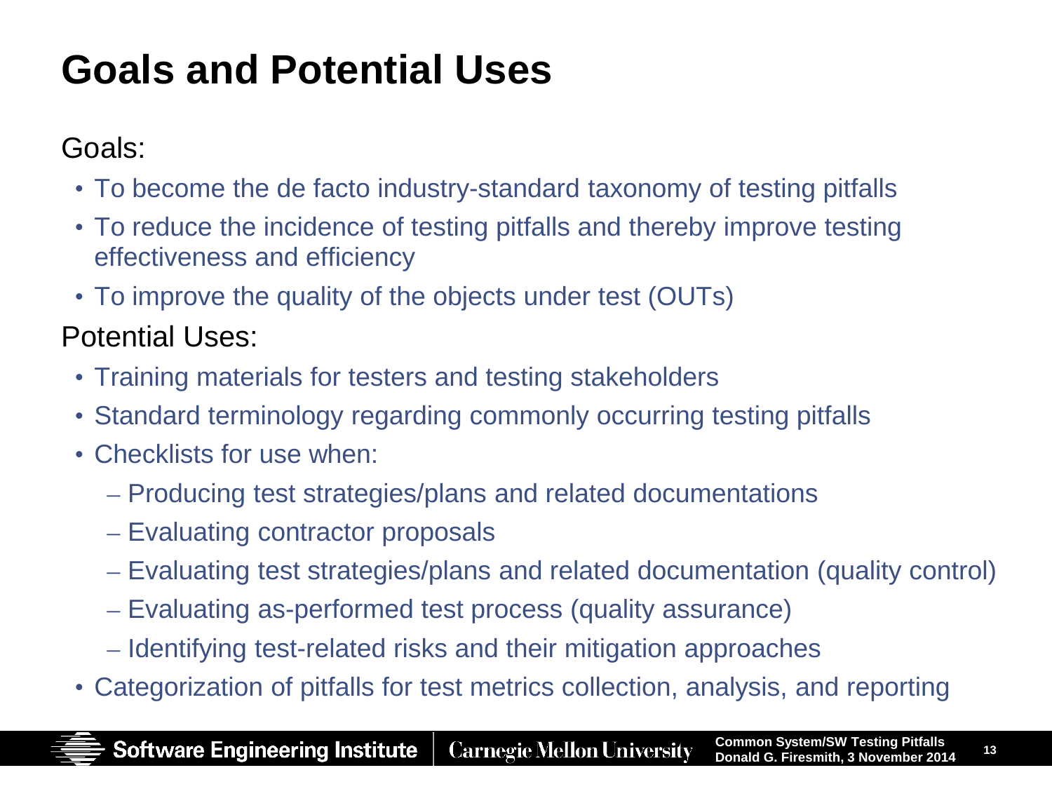# Goals and Potential Uses

Goals:

- To become the de facto industry-standard taxonomy of testing pitfalls
- To reduce the incidence of testing pitfalls and thereby improve testing effectiveness and efficiency
- To improve the quality of the objects under test (OUTs)

Potential Uses:

- Training materials for testers and testing stakeholders
- Standard terminology regarding commonly occurring testing pitfalls
- Checklists for use when:
  - Producing test strategies/plans and related documentations
  - Evaluating contractor proposals
  - Evaluating test strategies/plans and related documentation (quality control)
  - Evaluating as-performed test process (quality assurance)
  - Identifying test-related risks and their mitigation approaches
- Categorization of pitfalls for test metrics collection, analysis, and reporting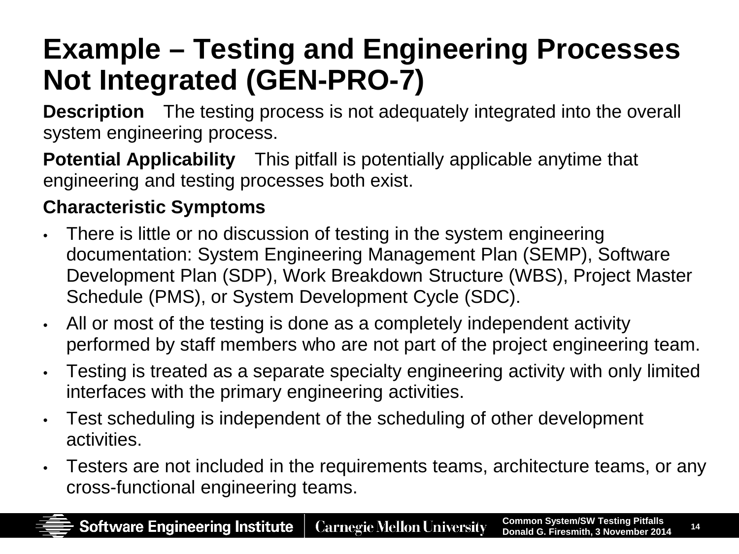# Example – Testing and Engineering Processes Not Integrated (GEN-PRO-7)

**Description** The testing process is not adequately integrated into the overall system engineering process.

**Potential Applicability** This pitfall is potentially applicable anytime that engineering and testing processes both exist.

**Characteristic Symptoms**

- There is little or no discussion of testing in the system engineering documentation: System Engineering Management Plan (SEMP), Software Development Plan (SDP), Work Breakdown Structure (WBS), Project Master Schedule (PMS), or System Development Cycle (SDC).
- All or most of the testing is done as a completely independent activity performed by staff members who are not part of the project engineering team.
- Testing is treated as a separate specialty engineering activity with only limited interfaces with the primary engineering activities.
- Test scheduling is independent of the scheduling of other development activities.
- Testers are not included in the requirements teams, architecture teams, or any cross-functional engineering teams.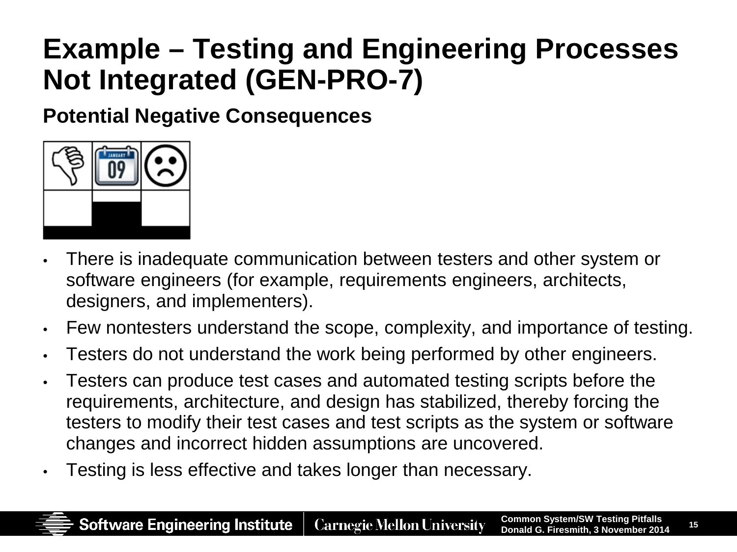# Example – Testing and Engineering Processes Not Integrated (GEN-PRO-7)

## Potential Negative Consequences

- There is inadequate communication between testers and other system or software engineers (for example, requirements engineers, architects, designers, and implementers).
- Few nontesters understand the scope, complexity, and importance of testing.
- Testers do not understand the work being performed by other engineers.
- Testers can produce test cases and automated testing scripts before the requirements, architecture, and design has stabilized, thereby forcing the testers to modify their test cases and test scripts as the system or software changes and incorrect hidden assumptions are uncovered.
- Testing is less effective and takes longer than necessary.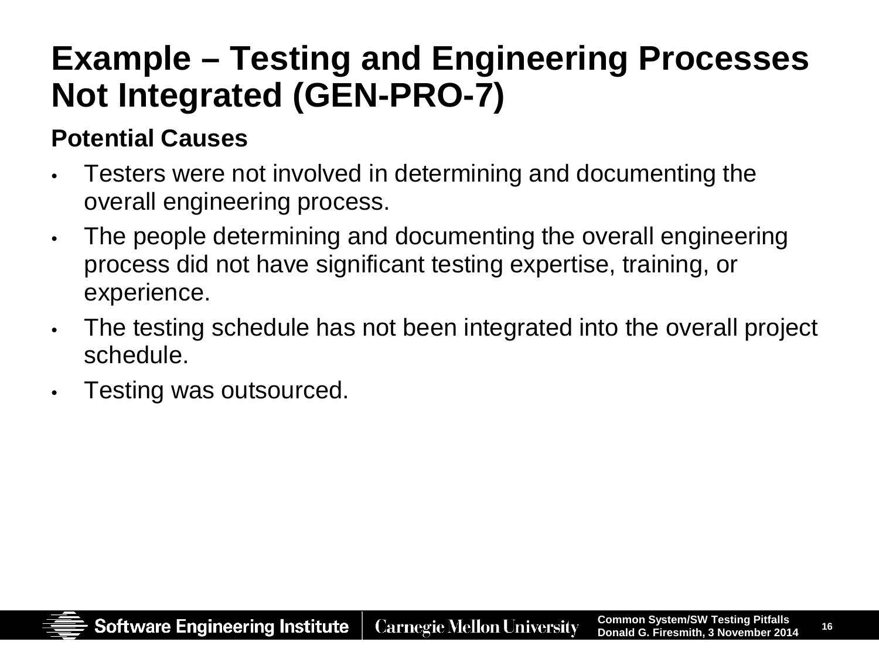# Example – Testing and Engineering Processes Not Integrated (GEN-PRO-7)

## Potential Causes

- Testers were not involved in determining and documenting the overall engineering process.
- The people determining and documenting the overall engineering process did not have significant testing expertise, training, or experience.
- The testing schedule has not been integrated into the overall project schedule.
- Testing was outsourced.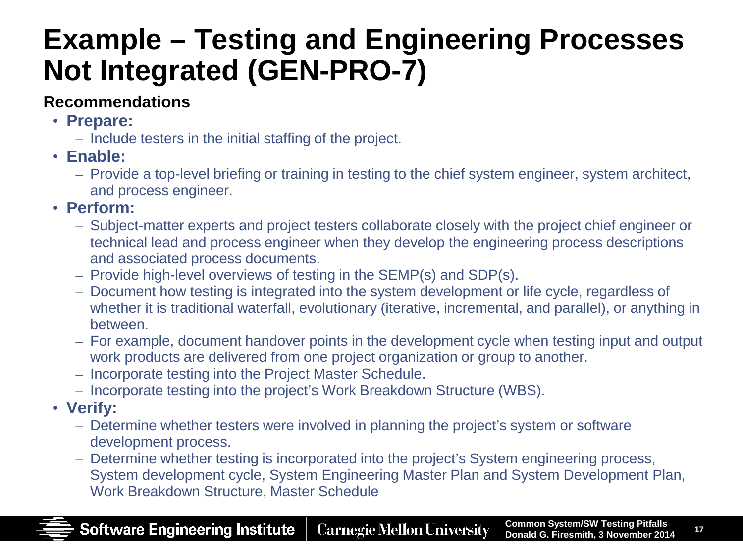# Example – Testing and Engineering Processes Not Integrated (GEN-PRO-7)

**Recommendations**

- **Prepare:**
  - Include testers in the initial staffing of the project.
- **Enable:**
  - Provide a top-level briefing or training in testing to the chief system engineer, system architect, and process engineer.
- **Perform:**
  - Subject-matter experts and project testers collaborate closely with the project chief engineer or technical lead and process engineer when they develop the engineering process descriptions and associated process documents.
  - Provide high-level overviews of testing in the SEMP(s) and SDP(s).
  - Document how testing is integrated into the system development or life cycle, regardless of whether it is traditional waterfall, evolutionary (iterative, incremental, and parallel), or anything in between.
  - For example, document handover points in the development cycle when testing input and output work products are delivered from one project organization or group to another.
  - Incorporate testing into the Project Master Schedule.
  - Incorporate testing into the project's Work Breakdown Structure (WBS).
- **Verify:**
  - Determine whether testers were involved in planning the project's system or software development process.
  - Determine whether testing is incorporated into the project's System engineering process, System development cycle, System Engineering Master Plan and System Development Plan, Work Breakdown Structure, Master Schedule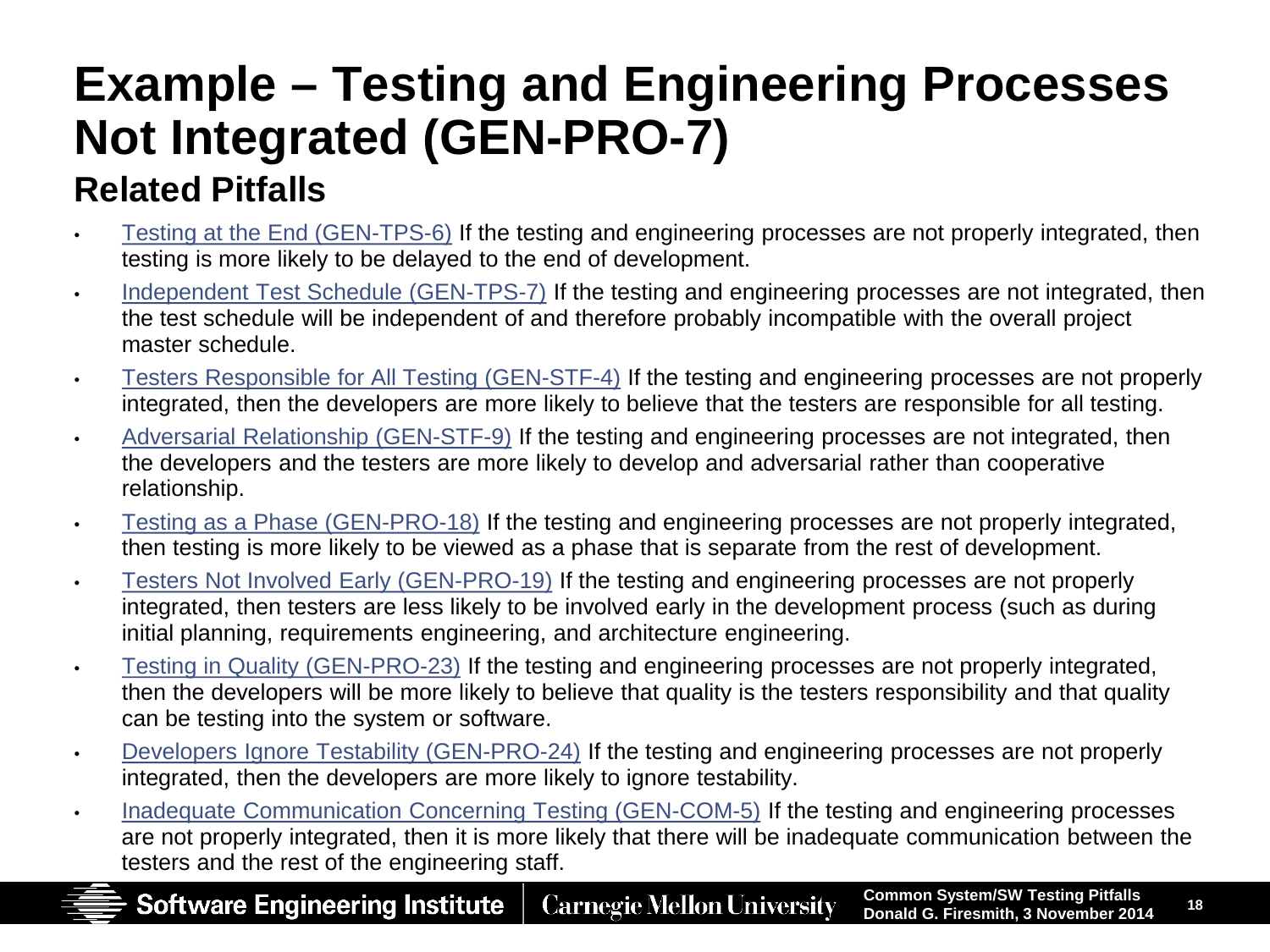# Example – Testing and Engineering Processes Not Integrated (GEN-PRO-7)

## Related Pitfalls

- Testing at the End (GEN-TPS-6) If the testing and engineering processes are not properly integrated, then testing is more likely to be delayed to the end of development.
- Independent Test Schedule (GEN-TPS-7) If the testing and engineering processes are not integrated, then the test schedule will be independent of and therefore probably incompatible with the overall project master schedule.
- Testers Responsible for All Testing (GEN-STF-4) If the testing and engineering processes are not properly integrated, then the developers are more likely to believe that the testers are responsible for all testing.
- Adversarial Relationship (GEN-STF-9) If the testing and engineering processes are not integrated, then the developers and the testers are more likely to develop and adversarial rather than cooperative relationship.
- Testing as a Phase (GEN-PRO-18) If the testing and engineering processes are not properly integrated, then testing is more likely to be viewed as a phase that is separate from the rest of development.
- Testers Not Involved Early (GEN-PRO-19) If the testing and engineering processes are not properly integrated, then testers are less likely to be involved early in the development process (such as during initial planning, requirements engineering, and architecture engineering.
- Testing in Quality (GEN-PRO-23) If the testing and engineering processes are not properly integrated, then the developers will be more likely to believe that quality is the testers responsibility and that quality can be testing into the system or software.
- Developers Ignore Testability (GEN-PRO-24) If the testing and engineering processes are not properly integrated, then the developers are more likely to ignore testability.
- Inadequate Communication Concerning Testing (GEN-COM-5) If the testing and engineering processes are not properly integrated, then it is more likely that there will be inadequate communication between the testers and the rest of the engineering staff.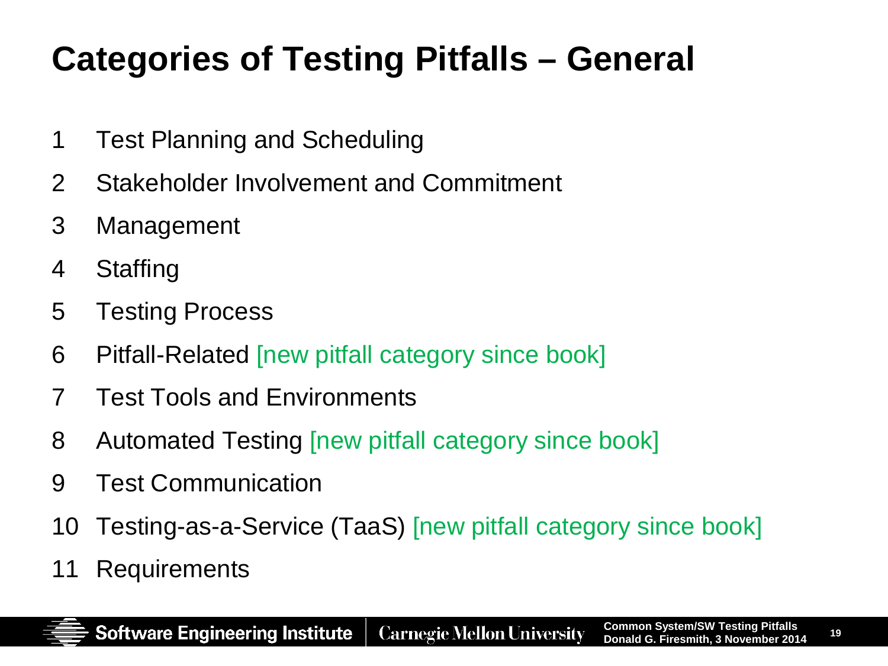# Categories of Testing Pitfalls – General

1. Test Planning and Scheduling
2. Stakeholder Involvement and Commitment
3. Management
4. Staffing
5. Testing Process
6. Pitfall-Related [new pitfall category since book]
7. Test Tools and Environments
8. Automated Testing [new pitfall category since book]
9. Test Communication
10. Testing-as-a-Service (TaaS) [new pitfall category since book]
11. Requirements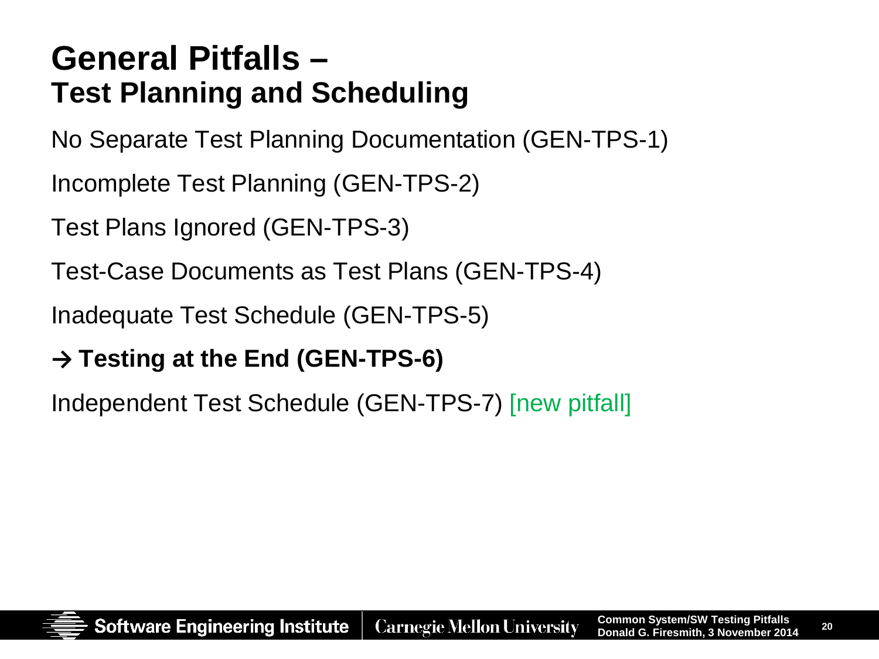# General Pitfalls – Test Planning and Scheduling

No Separate Test Planning Documentation (GEN-TPS-1)

Incomplete Test Planning (GEN-TPS-2)

Test Plans Ignored (GEN-TPS-3)

Test-Case Documents as Test Plans (GEN-TPS-4)

Inadequate Test Schedule (GEN-TPS-5)

**→ Testing at the End (GEN-TPS-6)**

Independent Test Schedule (GEN-TPS-7) [new pitfall]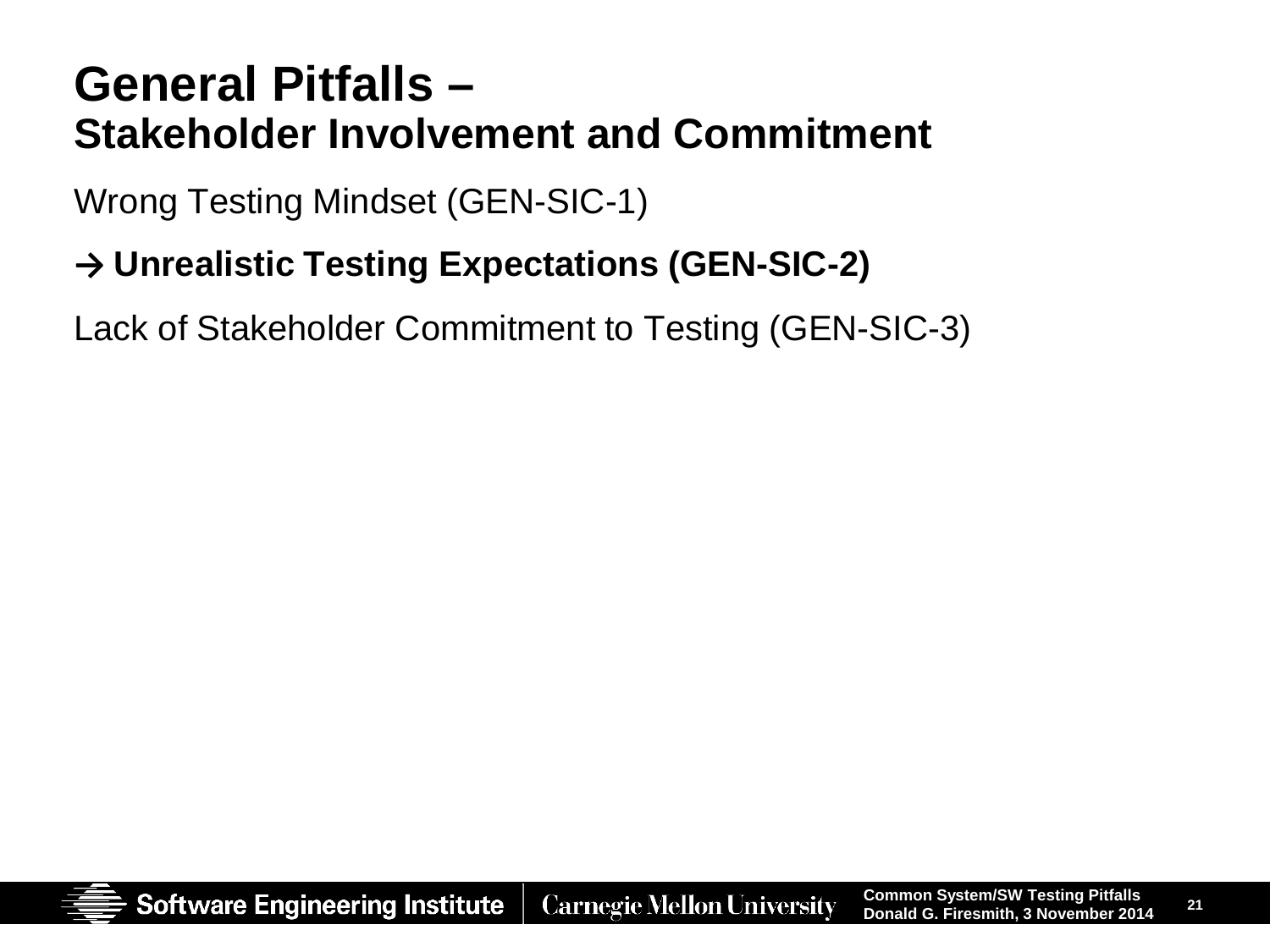# General Pitfalls –
## Stakeholder Involvement and Commitment

Wrong Testing Mindset (GEN-SIC-1)

**→ Unrealistic Testing Expectations (GEN-SIC-2)**

Lack of Stakeholder Commitment to Testing (GEN-SIC-3)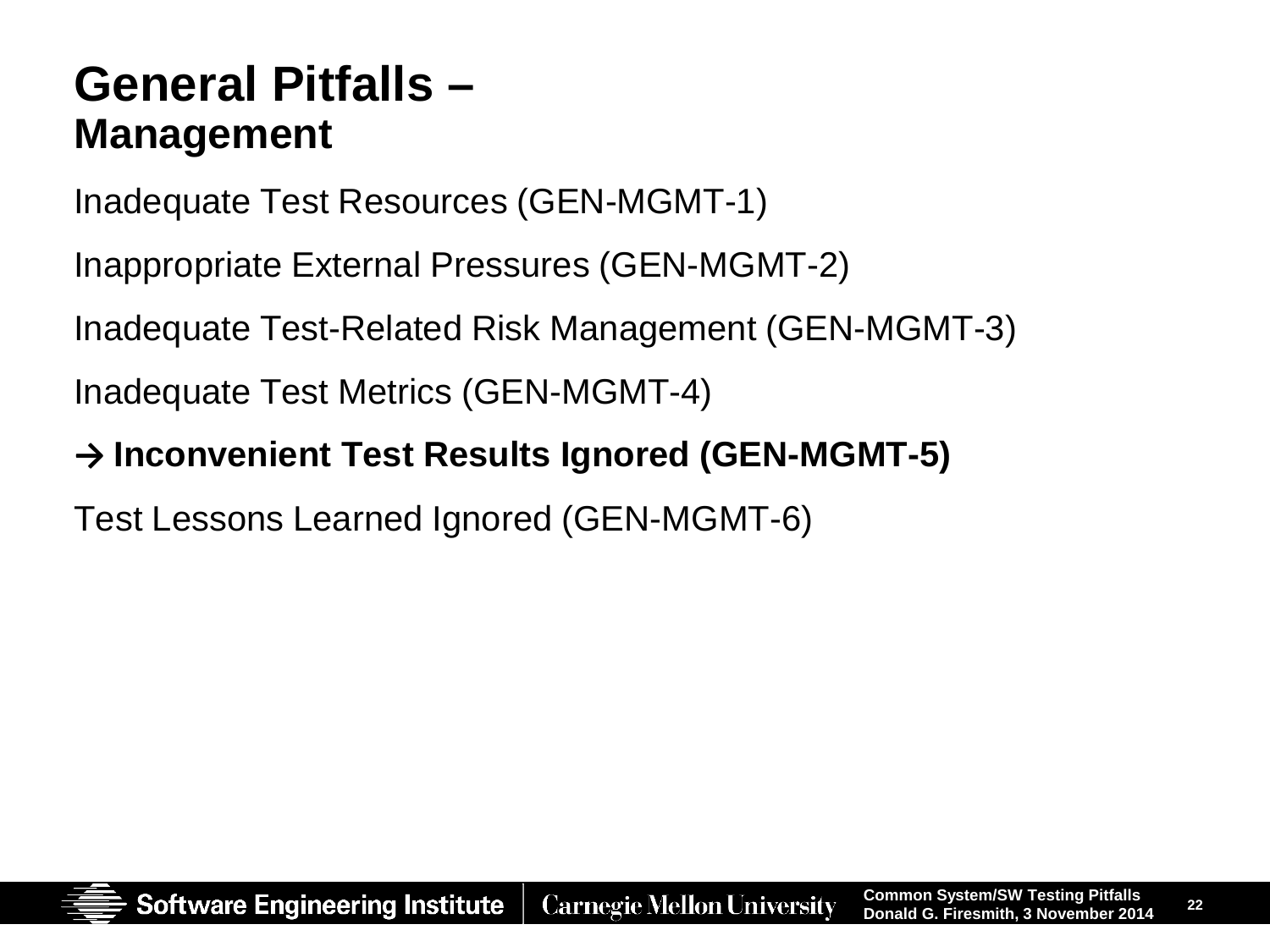# General Pitfalls –
## Management

Inadequate Test Resources (GEN-MGMT-1)

Inappropriate External Pressures (GEN-MGMT-2)

Inadequate Test-Related Risk Management (GEN-MGMT-3)

Inadequate Test Metrics (GEN-MGMT-4)

**→ Inconvenient Test Results Ignored (GEN-MGMT-5)**

Test Lessons Learned Ignored (GEN-MGMT-6)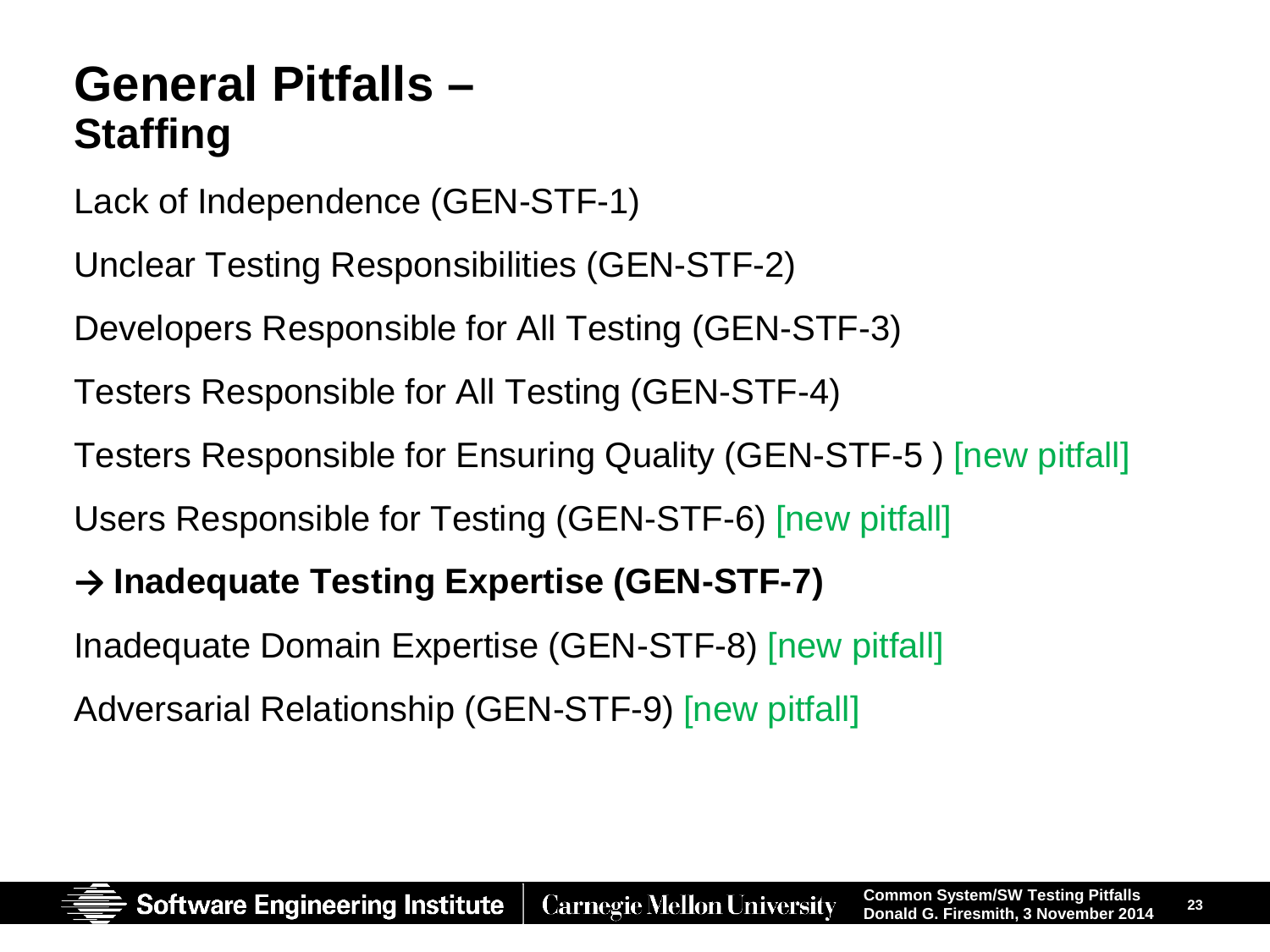# General Pitfalls – Staffing

Lack of Independence (GEN-STF-1)

Unclear Testing Responsibilities (GEN-STF-2)

Developers Responsible for All Testing (GEN-STF-3)

Testers Responsible for All Testing (GEN-STF-4)

Testers Responsible for Ensuring Quality (GEN-STF-5 ) [new pitfall]

Users Responsible for Testing (GEN-STF-6) [new pitfall]

**→ Inadequate Testing Expertise (GEN-STF-7)**

Inadequate Domain Expertise (GEN-STF-8) [new pitfall]

Adversarial Relationship (GEN-STF-9) [new pitfall]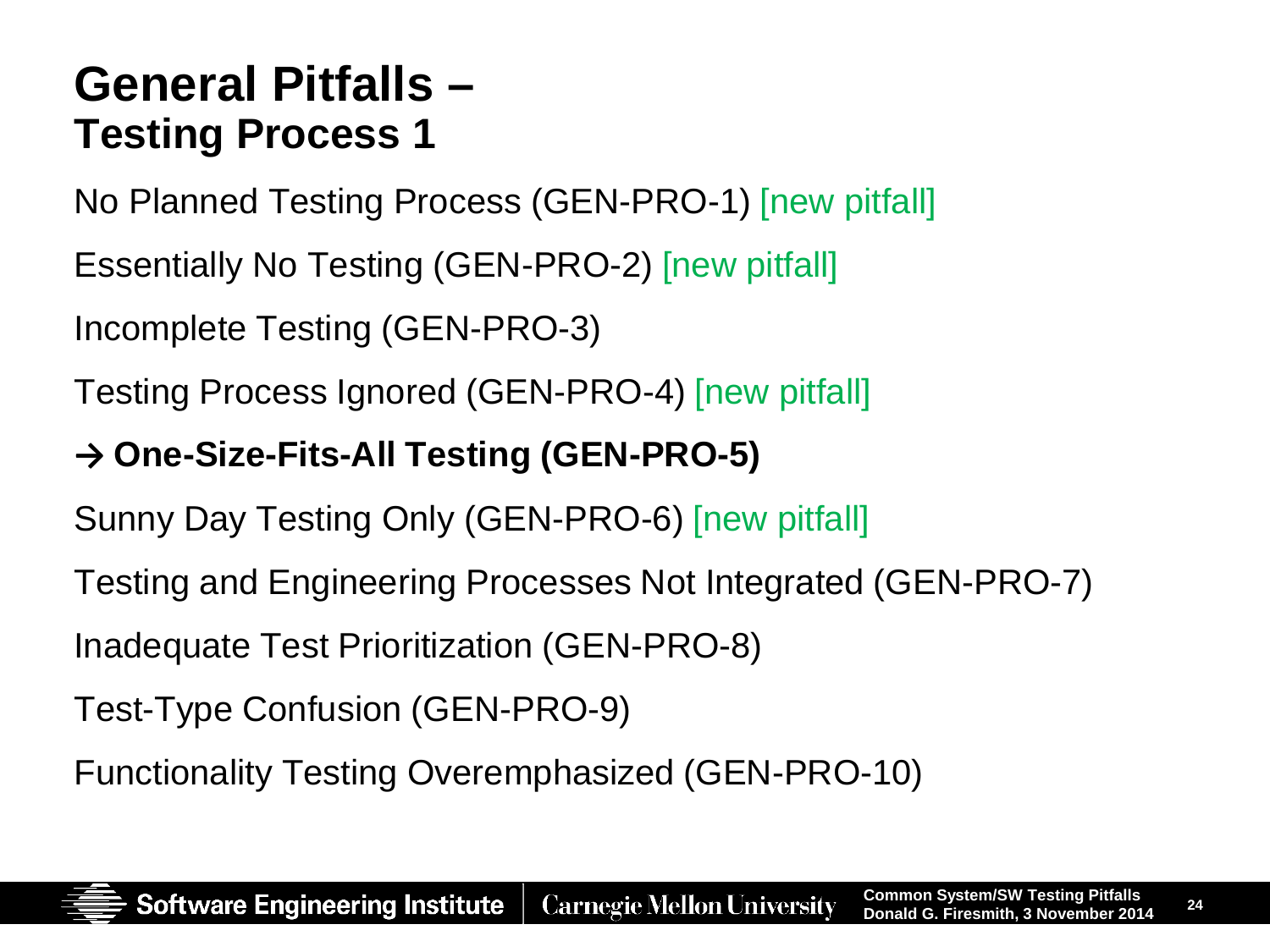# General Pitfalls – Testing Process 1

No Planned Testing Process (GEN-PRO-1) [new pitfall]

Essentially No Testing (GEN-PRO-2) [new pitfall]

Incomplete Testing (GEN-PRO-3)

Testing Process Ignored (GEN-PRO-4) [new pitfall]

**→ One-Size-Fits-All Testing (GEN-PRO-5)**

Sunny Day Testing Only (GEN-PRO-6) [new pitfall]

Testing and Engineering Processes Not Integrated (GEN-PRO-7)

Inadequate Test Prioritization (GEN-PRO-8)

Test-Type Confusion (GEN-PRO-9)

Functionality Testing Overemphasized (GEN-PRO-10)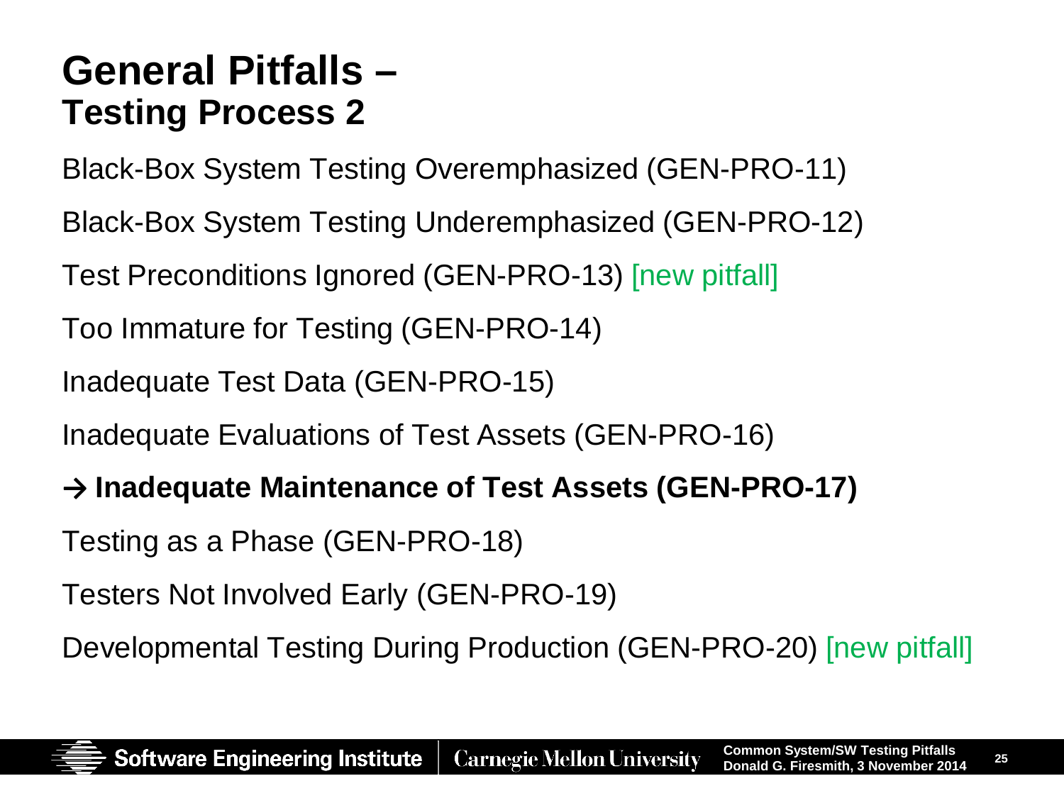# General Pitfalls – Testing Process 2

Black-Box System Testing Overemphasized (GEN-PRO-11)

Black-Box System Testing Underemphasized (GEN-PRO-12)

Test Preconditions Ignored (GEN-PRO-13) [new pitfall]

Too Immature for Testing (GEN-PRO-14)

Inadequate Test Data (GEN-PRO-15)

Inadequate Evaluations of Test Assets (GEN-PRO-16)

**→ Inadequate Maintenance of Test Assets (GEN-PRO-17)**

Testing as a Phase (GEN-PRO-18)

Testers Not Involved Early (GEN-PRO-19)

Developmental Testing During Production (GEN-PRO-20) [new pitfall]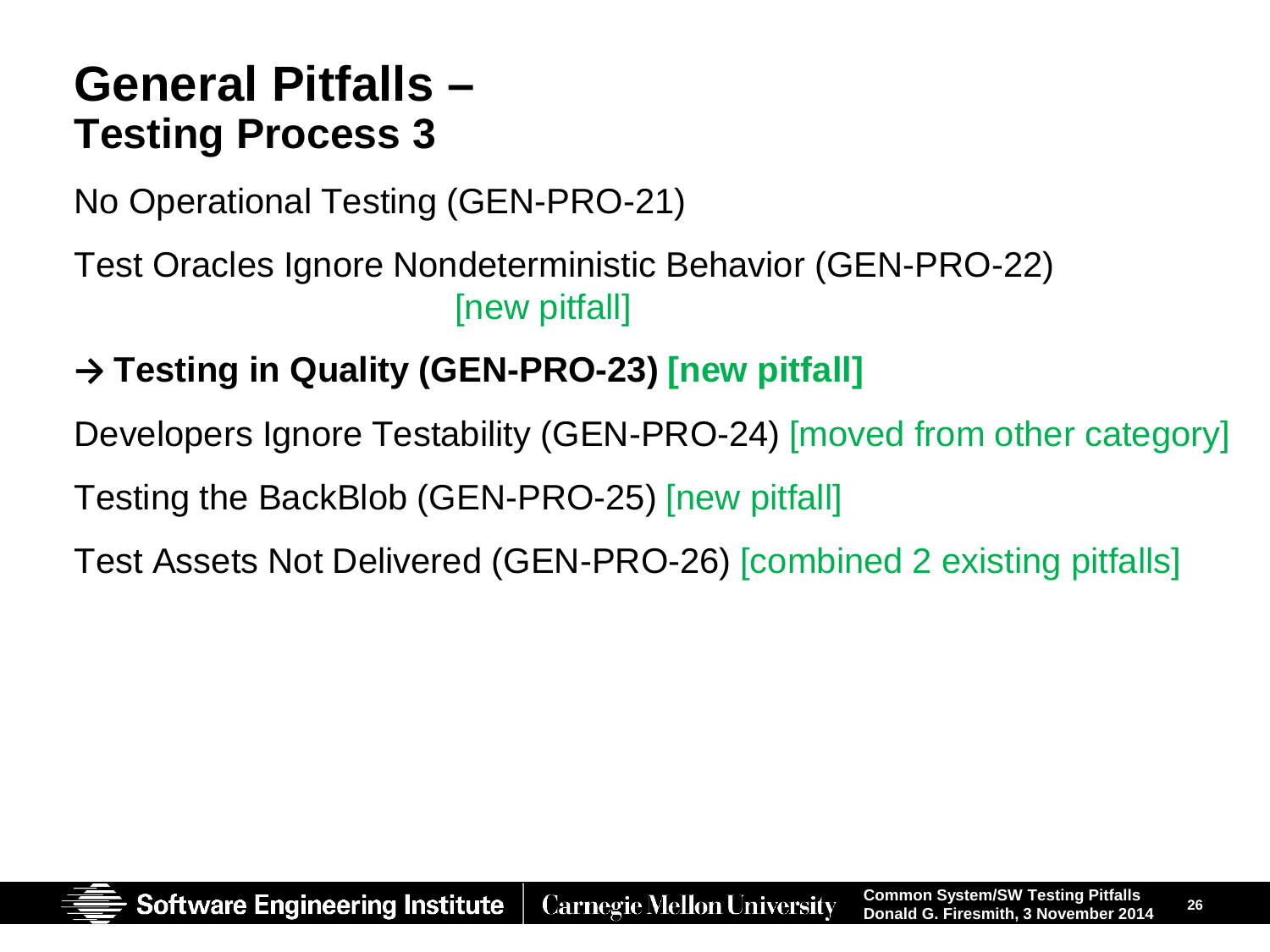# General Pitfalls – Testing Process 3

No Operational Testing (GEN-PRO-21)

Test Oracles Ignore Nondeterministic Behavior (GEN-PRO-22) [new pitfall]

**→ Testing in Quality (GEN-PRO-23) [new pitfall]**

Developers Ignore Testability (GEN-PRO-24) [moved from other category]

Testing the BackBlob (GEN-PRO-25) [new pitfall]

Test Assets Not Delivered (GEN-PRO-26) [combined 2 existing pitfalls]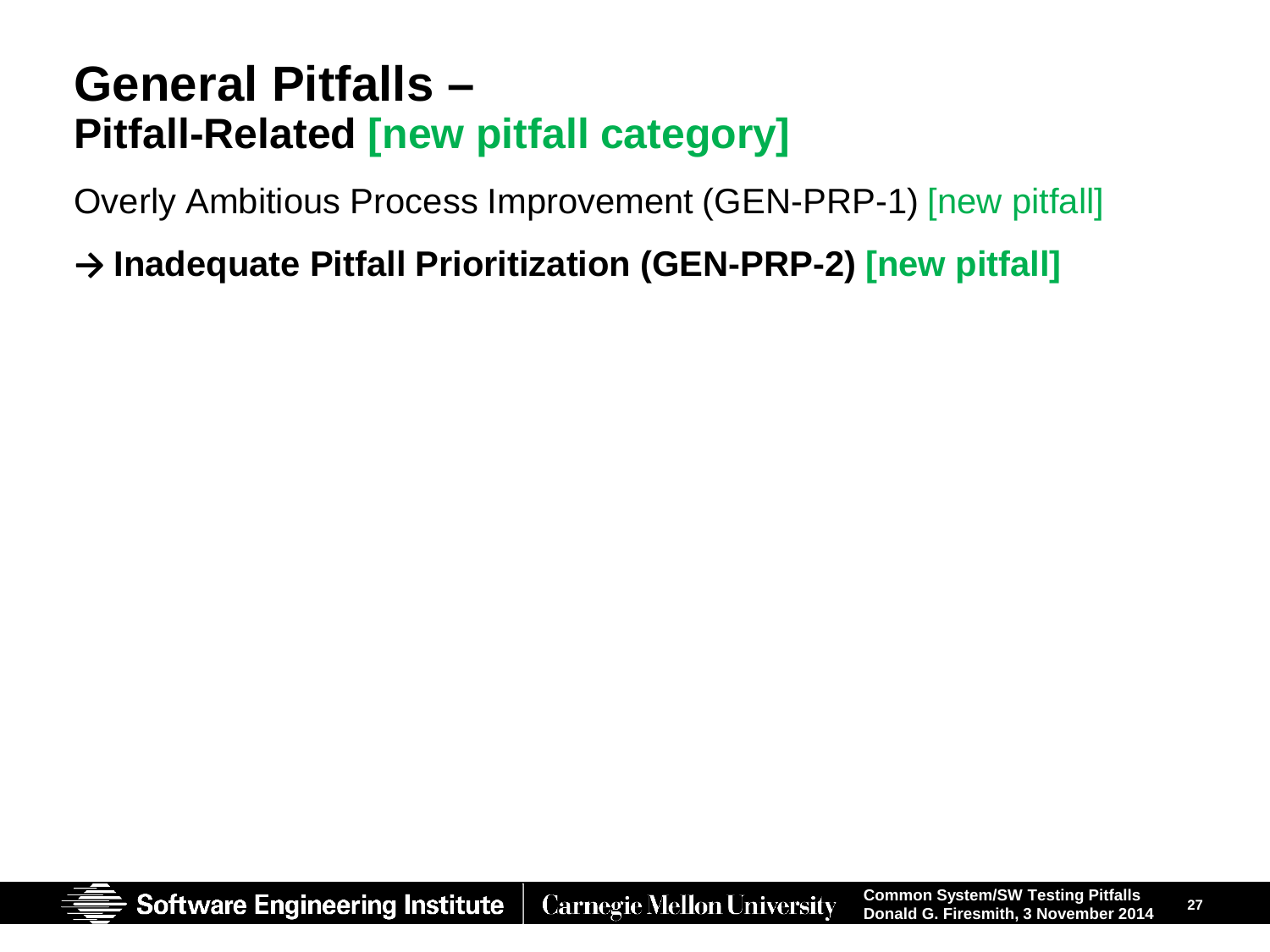# General Pitfalls –
## Pitfall-Related [new pitfall category]

Overly Ambitious Process Improvement (GEN-PRP-1) [new pitfall]

**→ Inadequate Pitfall Prioritization (GEN-PRP-2) [new pitfall]**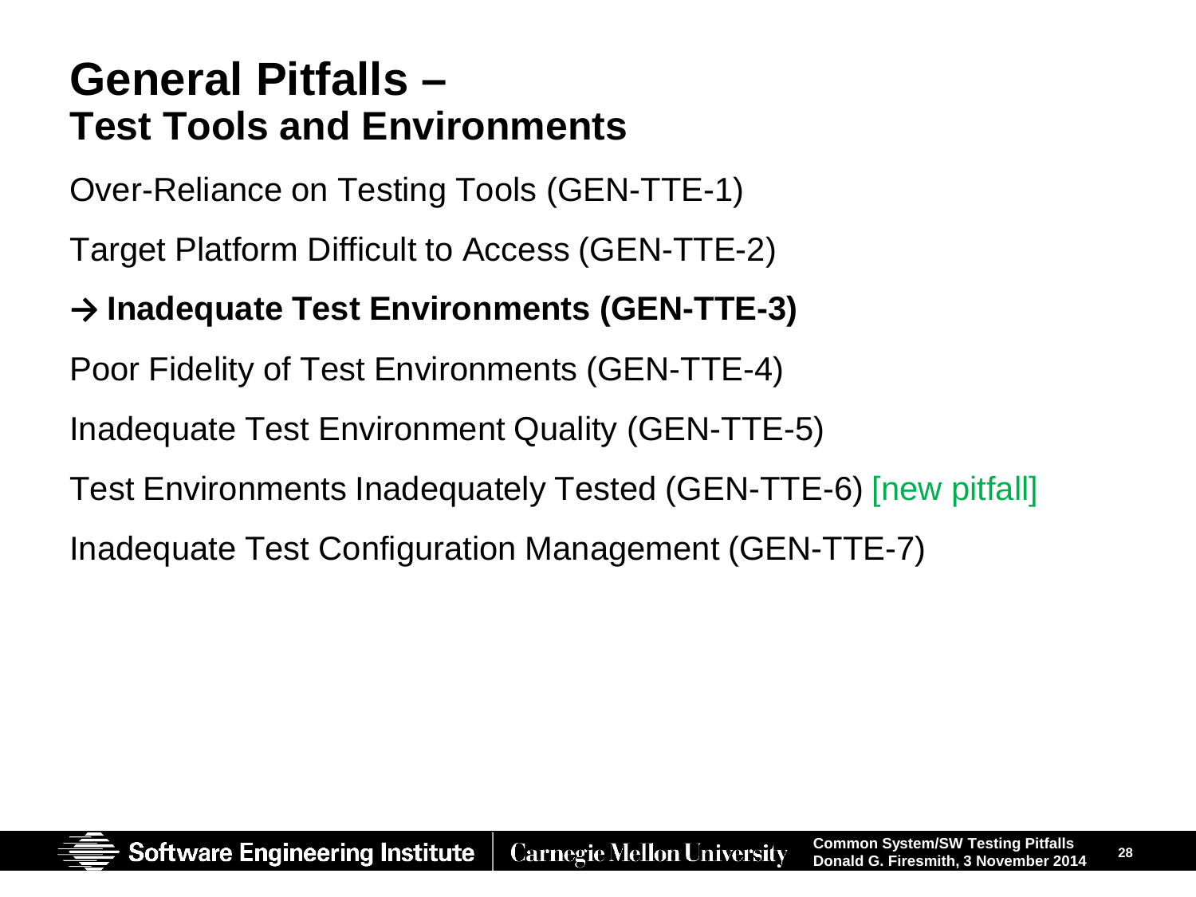# General Pitfalls – Test Tools and Environments

Over-Reliance on Testing Tools (GEN-TTE-1)

Target Platform Difficult to Access (GEN-TTE-2)

**→ Inadequate Test Environments (GEN-TTE-3)**

Poor Fidelity of Test Environments (GEN-TTE-4)

Inadequate Test Environment Quality (GEN-TTE-5)

Test Environments Inadequately Tested (GEN-TTE-6) [new pitfall]

Inadequate Test Configuration Management (GEN-TTE-7)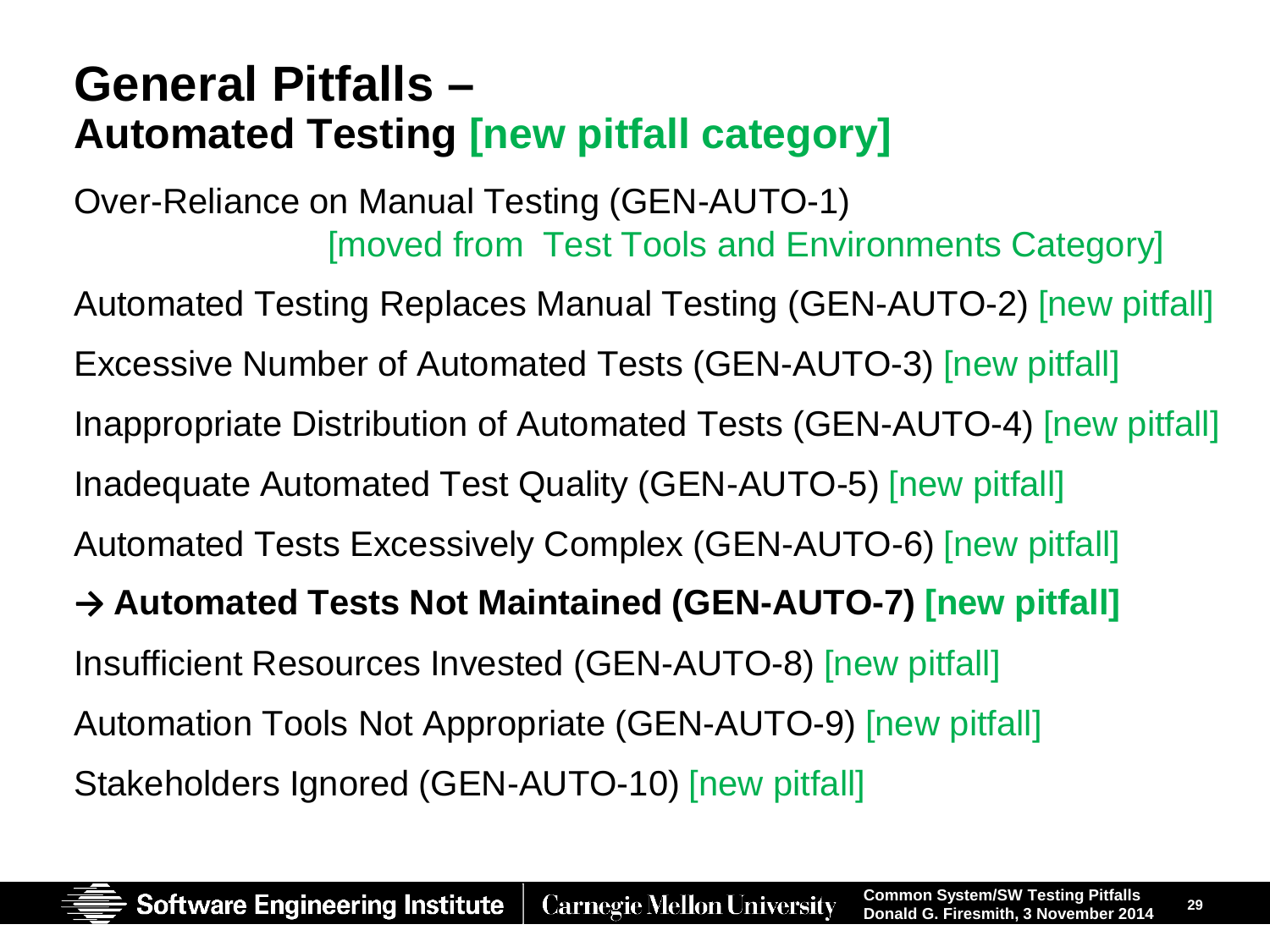# General Pitfalls – Automated Testing [new pitfall category]

Over-Reliance on Manual Testing (GEN-AUTO-1) [moved from Test Tools and Environments Category]

Automated Testing Replaces Manual Testing (GEN-AUTO-2) [new pitfall]

Excessive Number of Automated Tests (GEN-AUTO-3) [new pitfall]

Inappropriate Distribution of Automated Tests (GEN-AUTO-4) [new pitfall]

Inadequate Automated Test Quality (GEN-AUTO-5) [new pitfall]

Automated Tests Excessively Complex (GEN-AUTO-6) [new pitfall]

**→ Automated Tests Not Maintained (GEN-AUTO-7) [new pitfall]**

Insufficient Resources Invested (GEN-AUTO-8) [new pitfall]

Automation Tools Not Appropriate (GEN-AUTO-9) [new pitfall]

Stakeholders Ignored (GEN-AUTO-10) [new pitfall]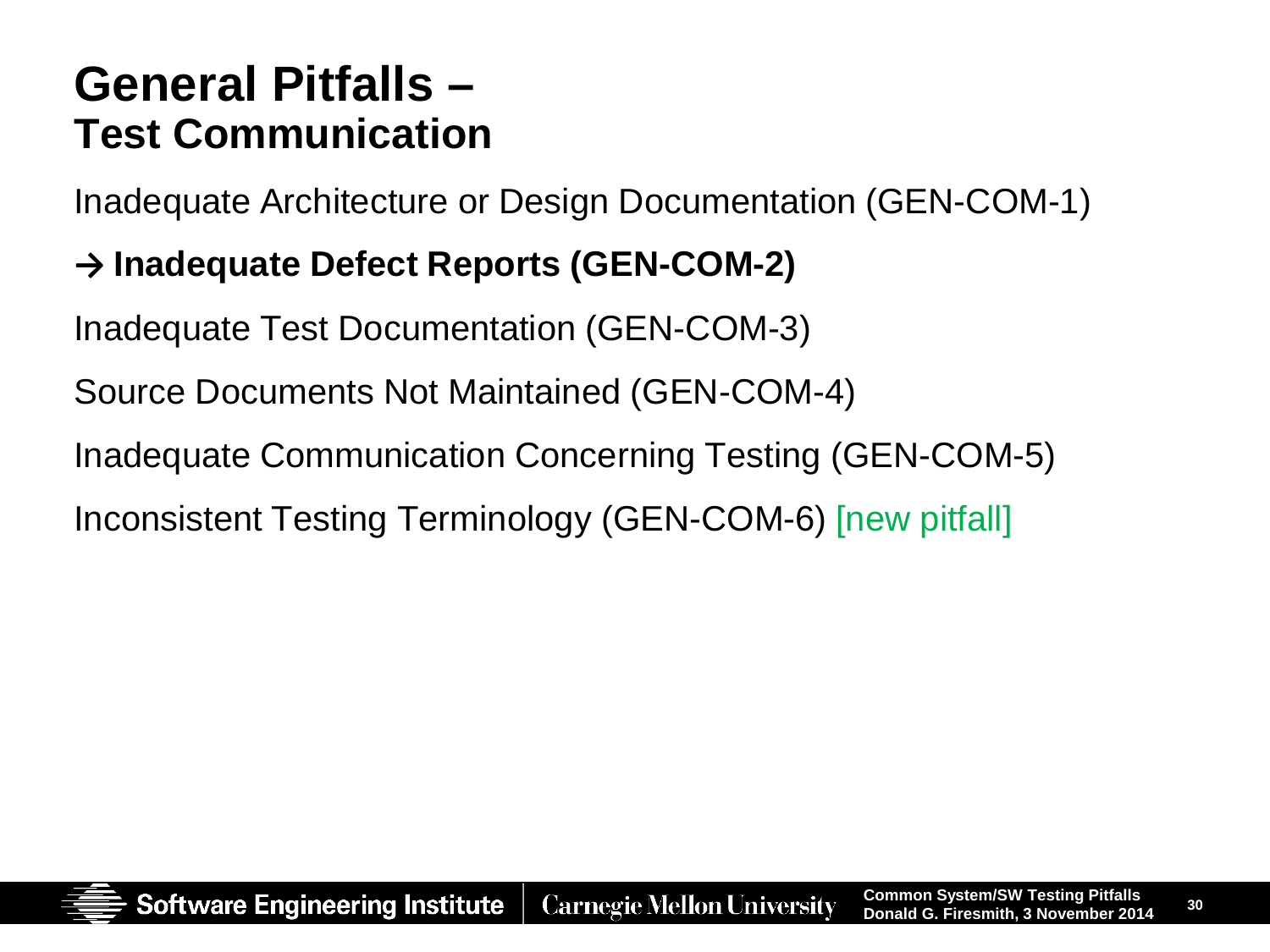# General Pitfalls – Test Communication

Inadequate Architecture or Design Documentation (GEN-COM-1)

**→ Inadequate Defect Reports (GEN-COM-2)**

Inadequate Test Documentation (GEN-COM-3)

Source Documents Not Maintained (GEN-COM-4)

Inadequate Communication Concerning Testing (GEN-COM-5)

Inconsistent Testing Terminology (GEN-COM-6) [new pitfall]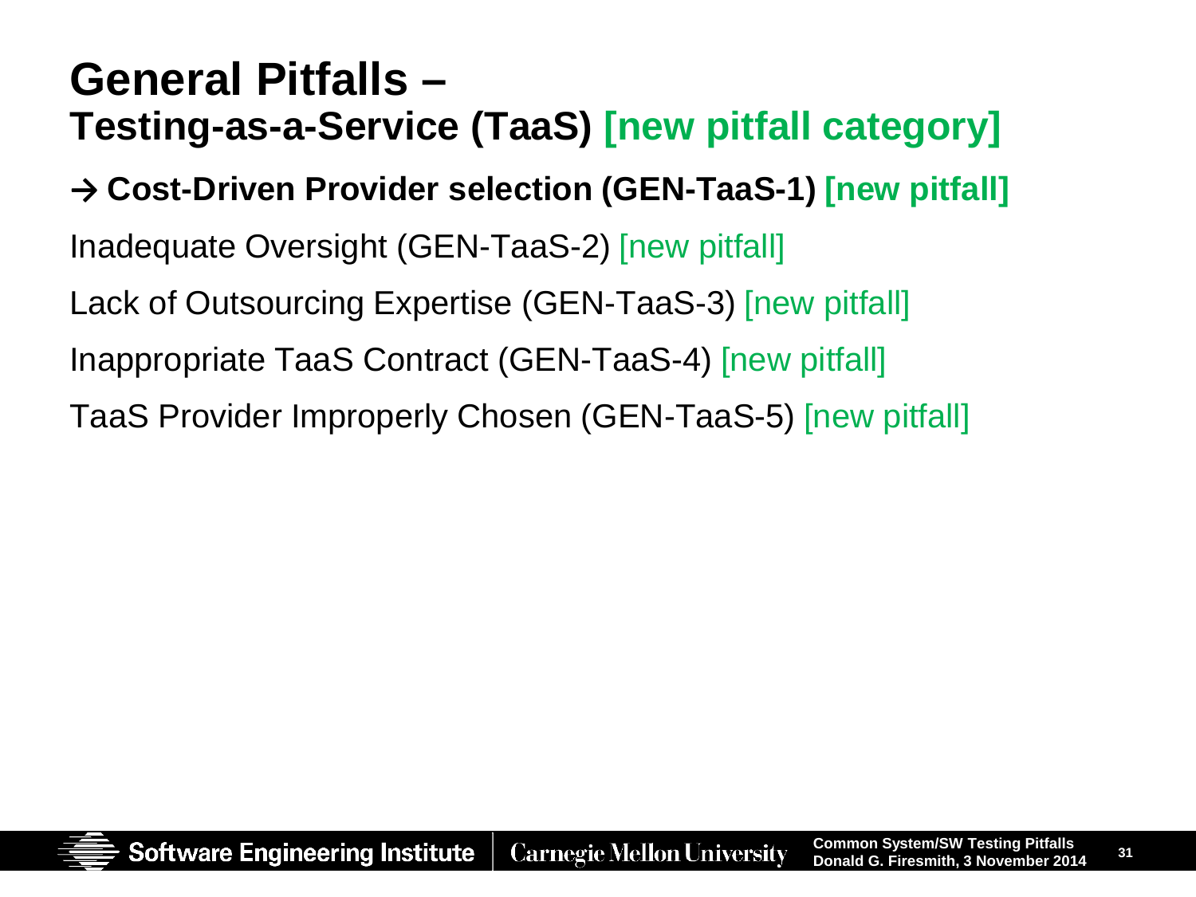# General Pitfalls – Testing-as-a-Service (TaaS) [new pitfall category]

**→ Cost-Driven Provider selection (GEN-TaaS-1) [new pitfall]**

Inadequate Oversight (GEN-TaaS-2) [new pitfall]

Lack of Outsourcing Expertise (GEN-TaaS-3) [new pitfall]

Inappropriate TaaS Contract (GEN-TaaS-4) [new pitfall]

TaaS Provider Improperly Chosen (GEN-TaaS-5) [new pitfall]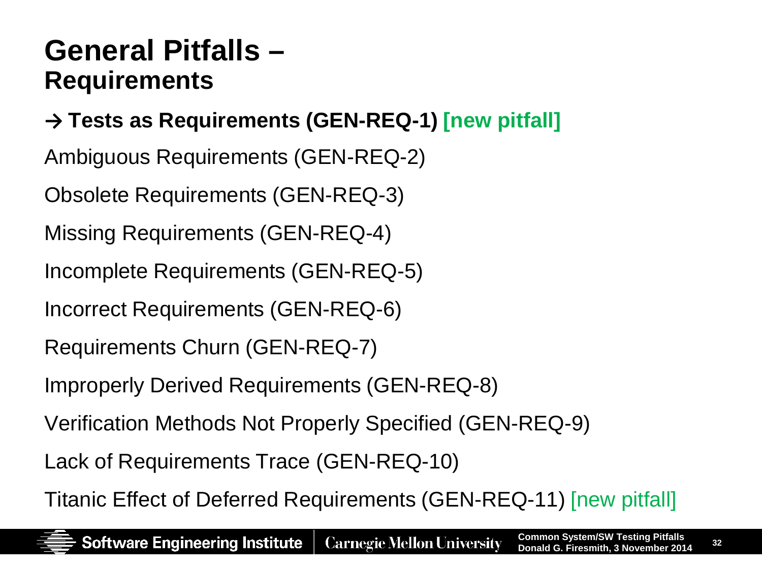# General Pitfalls – Requirements

**→ Tests as Requirements (GEN-REQ-1) [new pitfall]**

Ambiguous Requirements (GEN-REQ-2)

Obsolete Requirements (GEN-REQ-3)

Missing Requirements (GEN-REQ-4)

Incomplete Requirements (GEN-REQ-5)

Incorrect Requirements (GEN-REQ-6)

Requirements Churn (GEN-REQ-7)

Improperly Derived Requirements (GEN-REQ-8)

Verification Methods Not Properly Specified (GEN-REQ-9)

Lack of Requirements Trace (GEN-REQ-10)

Titanic Effect of Deferred Requirements (GEN-REQ-11) [new pitfall]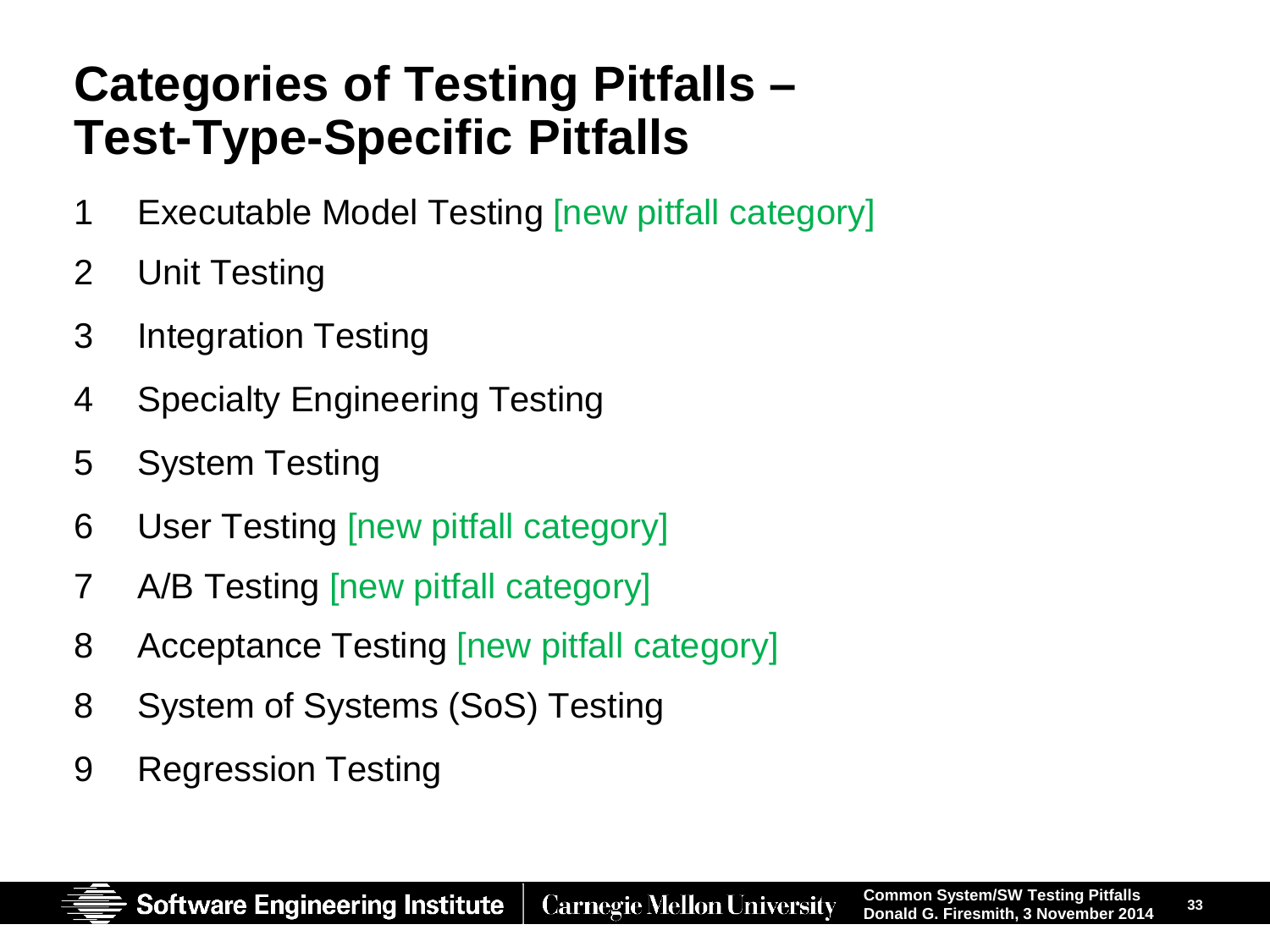# Categories of Testing Pitfalls – Test-Type-Specific Pitfalls

1 Executable Model Testing [new pitfall category]

2 Unit Testing

3 Integration Testing

4 Specialty Engineering Testing

5 System Testing

6 User Testing [new pitfall category]

7 A/B Testing [new pitfall category]

8 Acceptance Testing [new pitfall category]

8 System of Systems (SoS) Testing

9 Regression Testing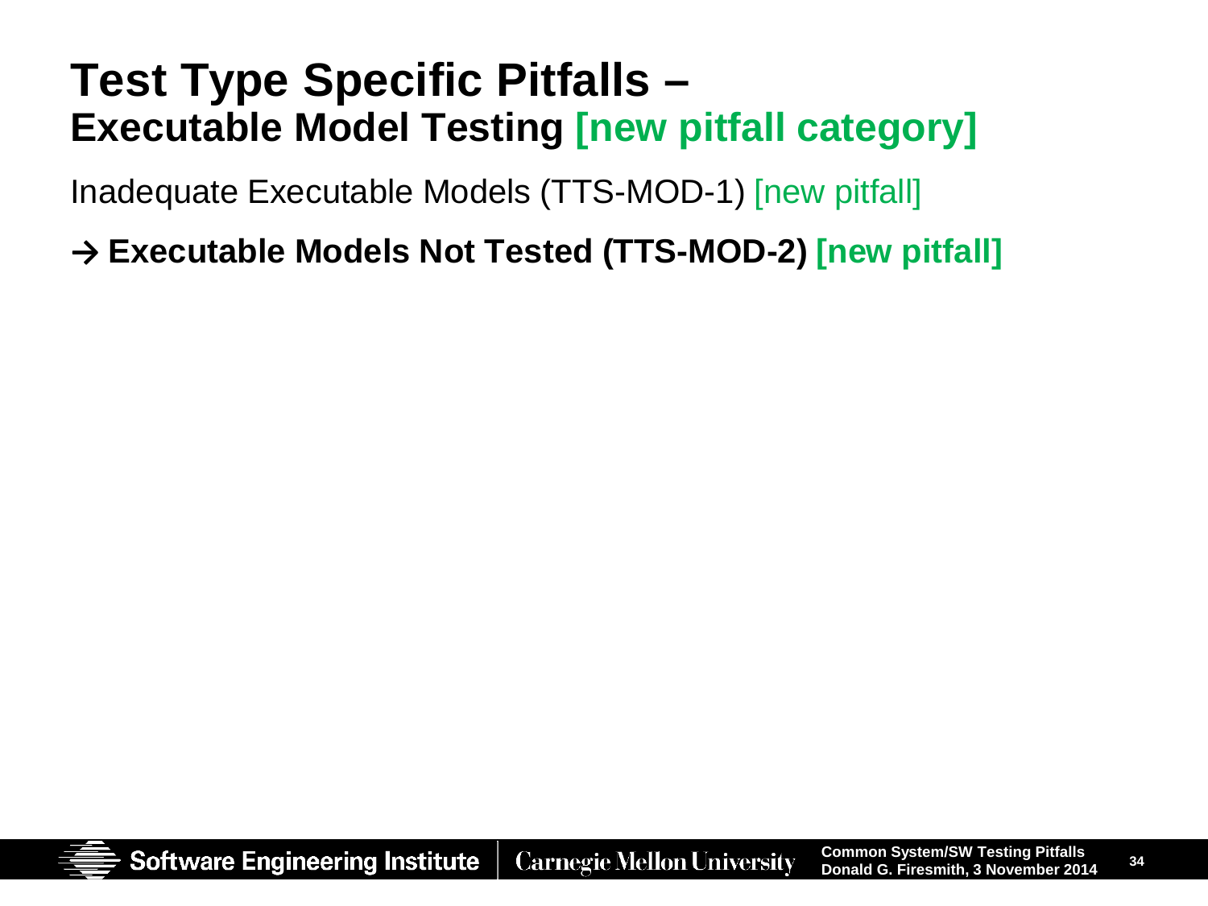# Test Type Specific Pitfalls –
## Executable Model Testing [new pitfall category]

Inadequate Executable Models (TTS-MOD-1) [new pitfall]

**→ Executable Models Not Tested (TTS-MOD-2) [new pitfall]**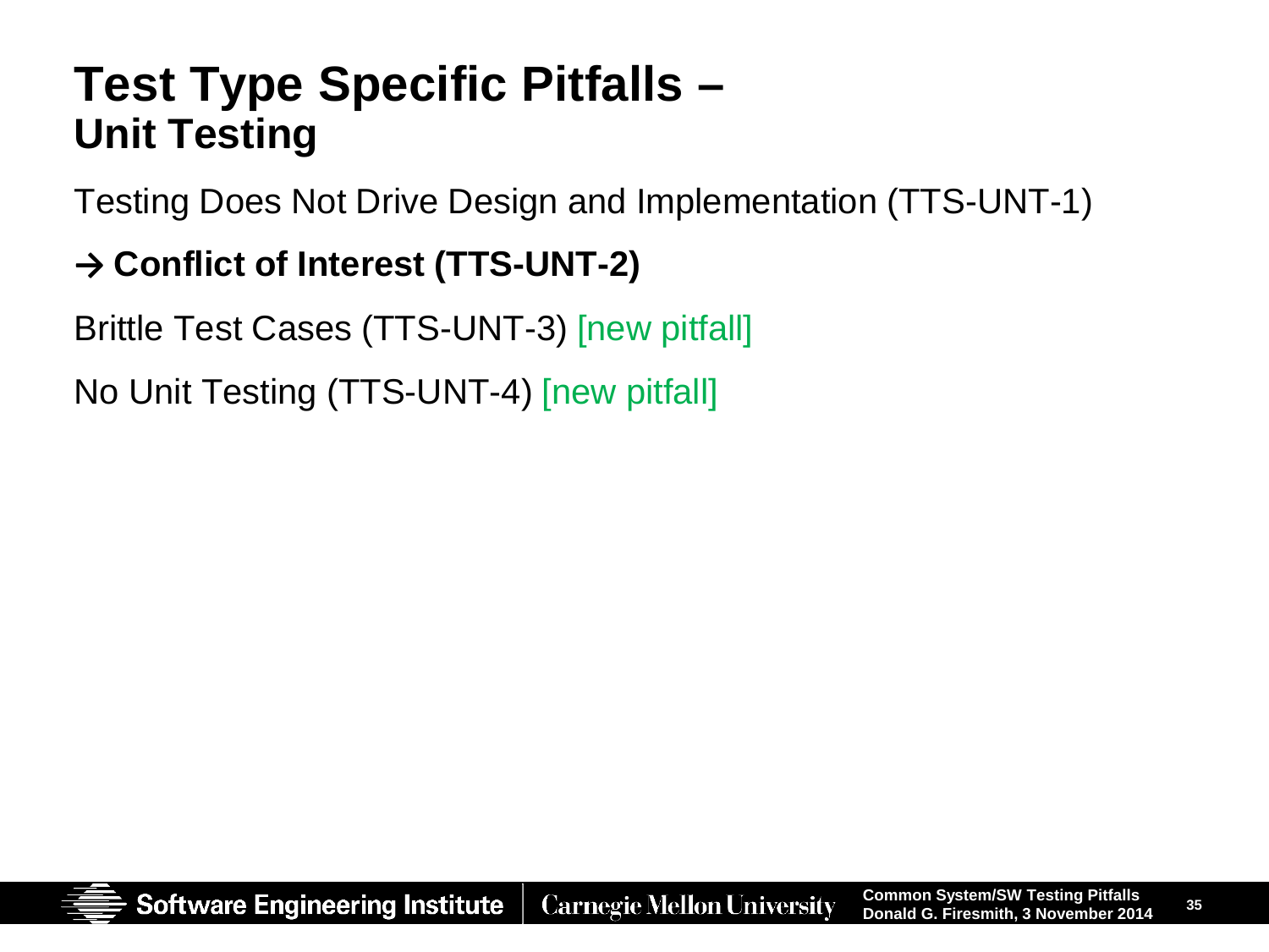# Test Type Specific Pitfalls – Unit Testing

Testing Does Not Drive Design and Implementation (TTS-UNT-1)

**→ Conflict of Interest (TTS-UNT-2)**

Brittle Test Cases (TTS-UNT-3) [new pitfall]

No Unit Testing (TTS-UNT-4) [new pitfall]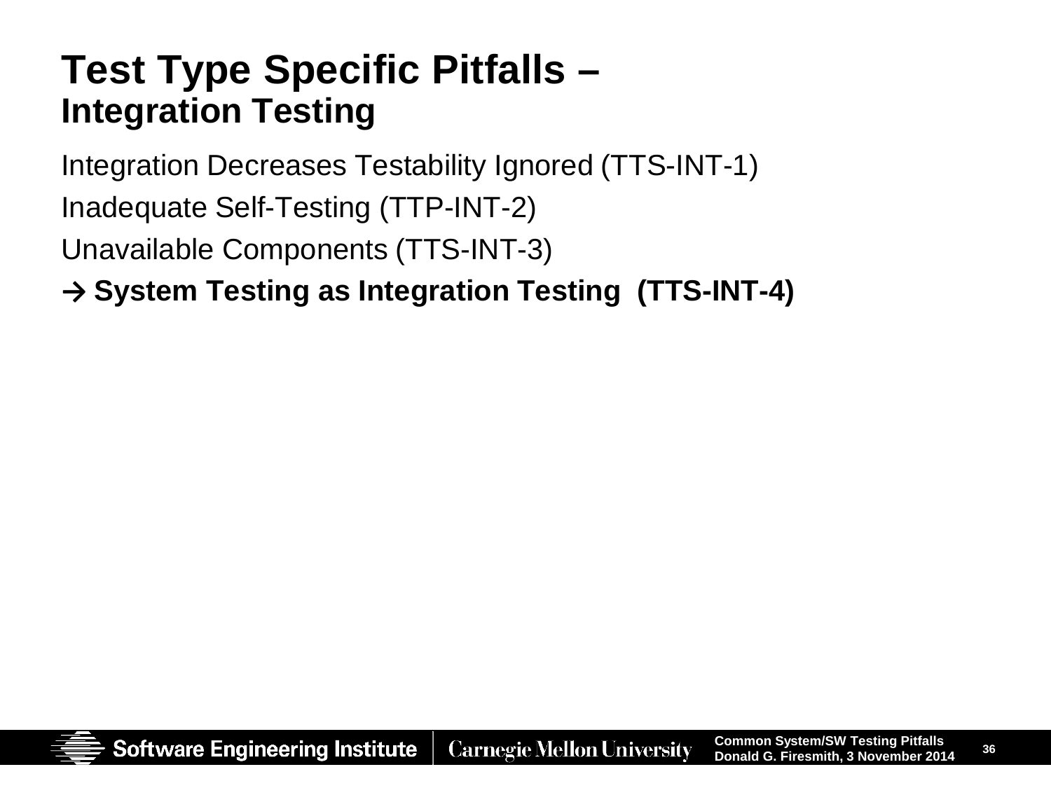# Test Type Specific Pitfalls – Integration Testing

Integration Decreases Testability Ignored (TTS-INT-1)

Inadequate Self-Testing (TTP-INT-2)

Unavailable Components (TTS-INT-3)

**→ System Testing as Integration Testing (TTS-INT-4)**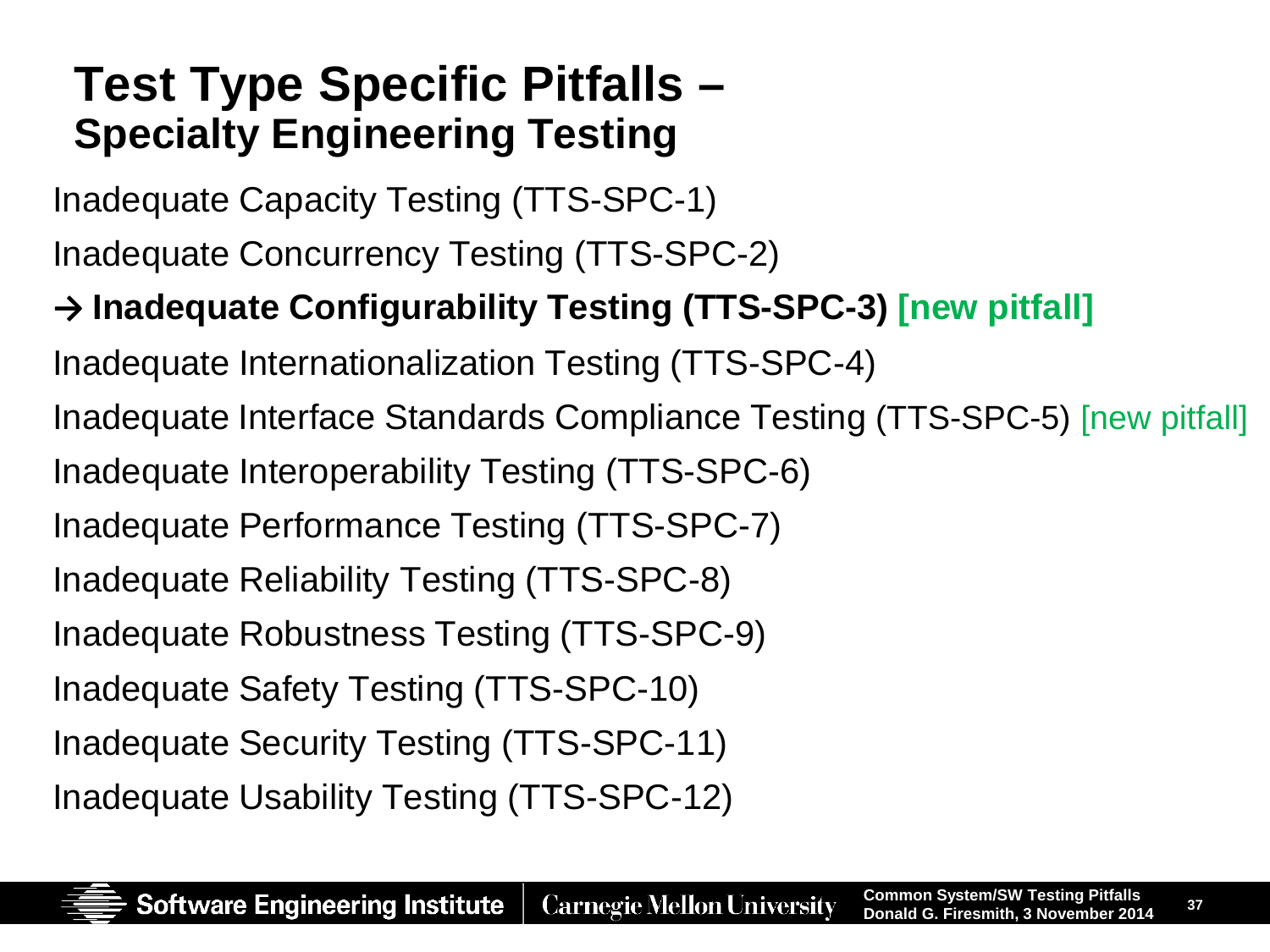# Test Type Specific Pitfalls – Specialty Engineering Testing

Inadequate Capacity Testing (TTS-SPC-1)

Inadequate Concurrency Testing (TTS-SPC-2)

→ **Inadequate Configurability Testing (TTS-SPC-3) [new pitfall]**

Inadequate Internationalization Testing (TTS-SPC-4)

Inadequate Interface Standards Compliance Testing (TTS-SPC-5) [new pitfall]

Inadequate Interoperability Testing (TTS-SPC-6)

Inadequate Performance Testing (TTS-SPC-7)

Inadequate Reliability Testing (TTS-SPC-8)

Inadequate Robustness Testing (TTS-SPC-9)

Inadequate Safety Testing (TTS-SPC-10)

Inadequate Security Testing (TTS-SPC-11)

Inadequate Usability Testing (TTS-SPC-12)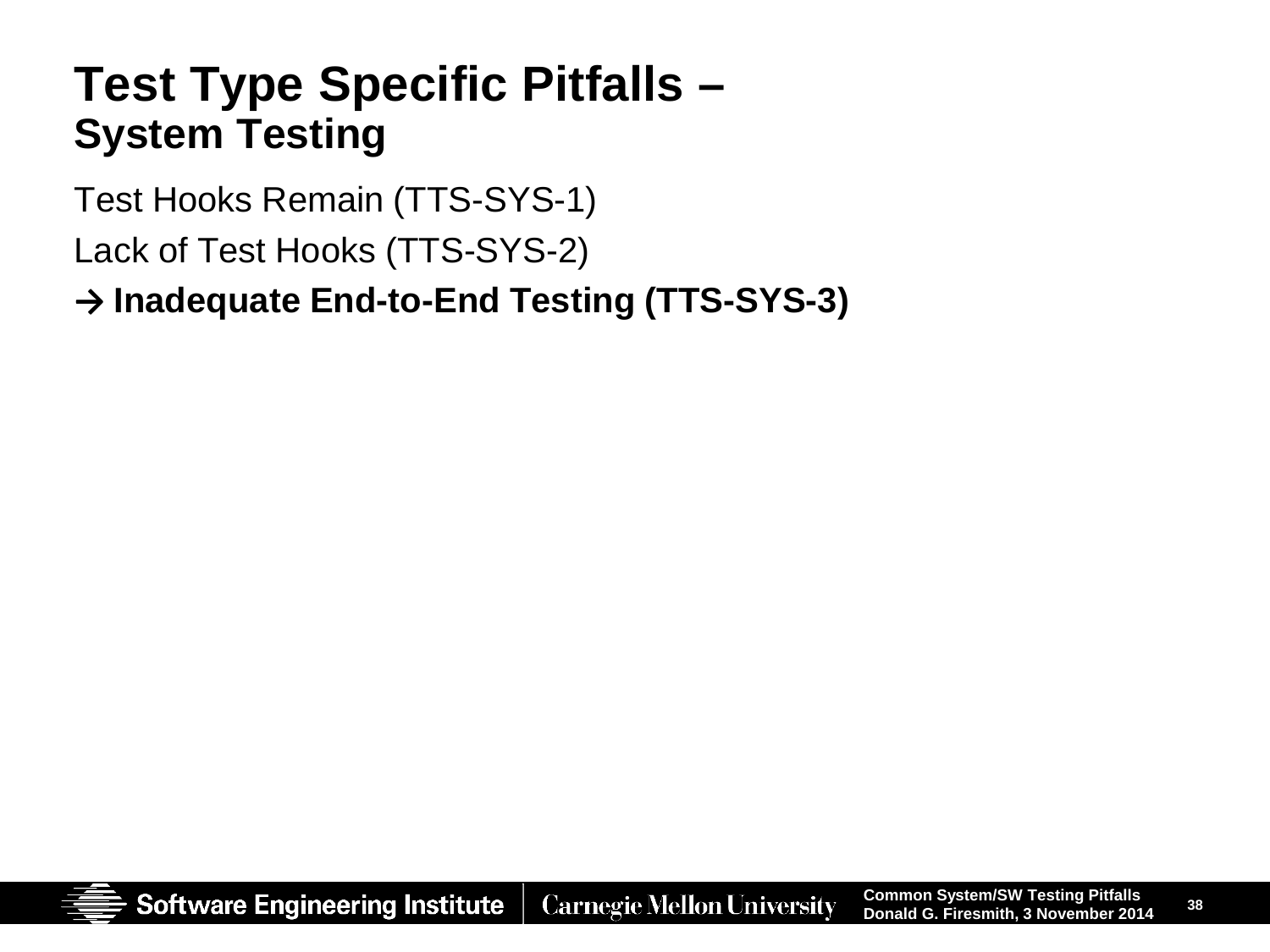# Test Type Specific Pitfalls –
## System Testing

Test Hooks Remain (TTS-SYS-1)

Lack of Test Hooks (TTS-SYS-2)

**→ Inadequate End-to-End Testing (TTS-SYS-3)**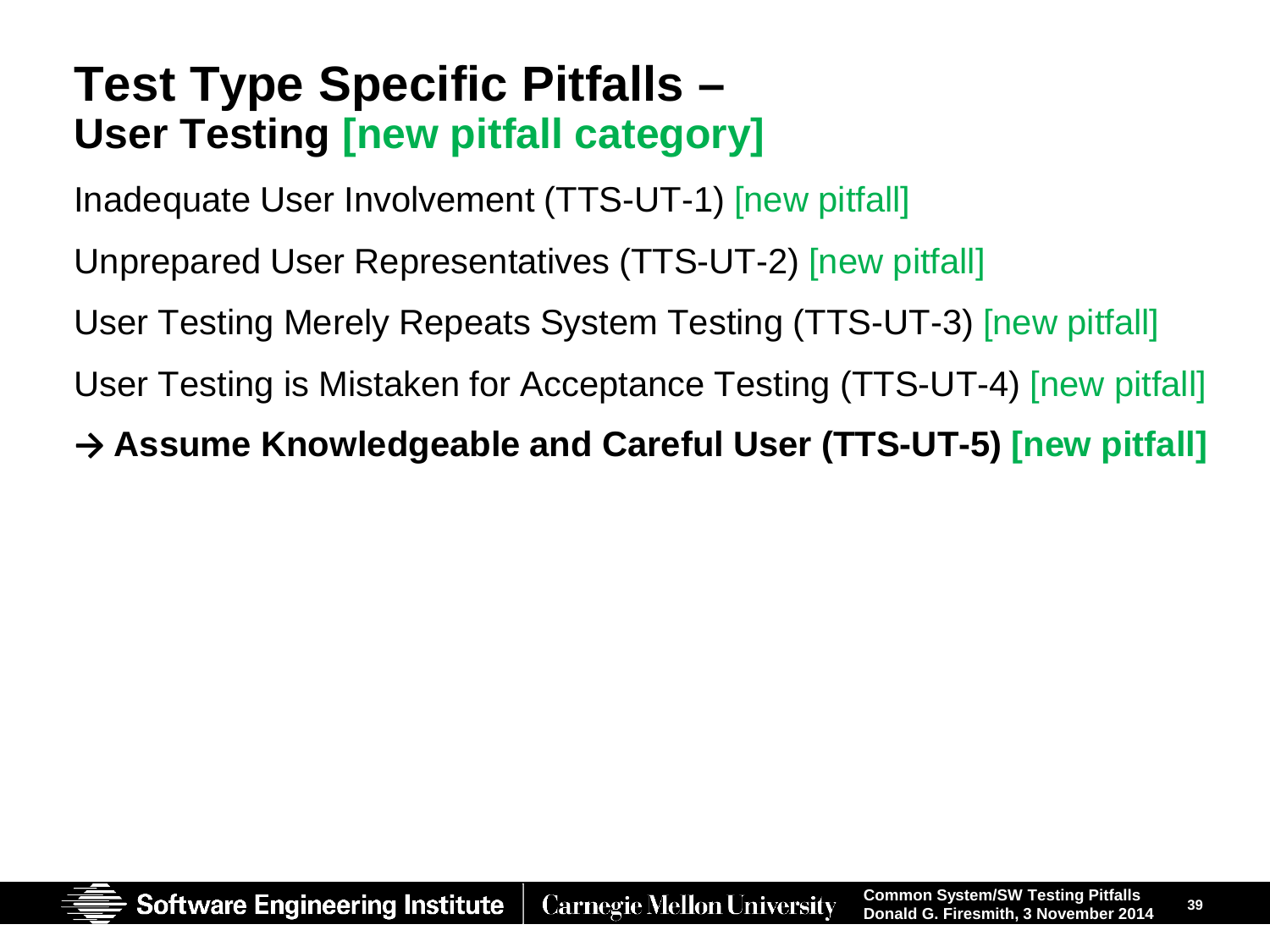# Test Type Specific Pitfalls – User Testing [new pitfall category]

Inadequate User Involvement (TTS-UT-1) [new pitfall]

Unprepared User Representatives (TTS-UT-2) [new pitfall]

User Testing Merely Repeats System Testing (TTS-UT-3) [new pitfall]

User Testing is Mistaken for Acceptance Testing (TTS-UT-4) [new pitfall]

**→ Assume Knowledgeable and Careful User (TTS-UT-5) [new pitfall]**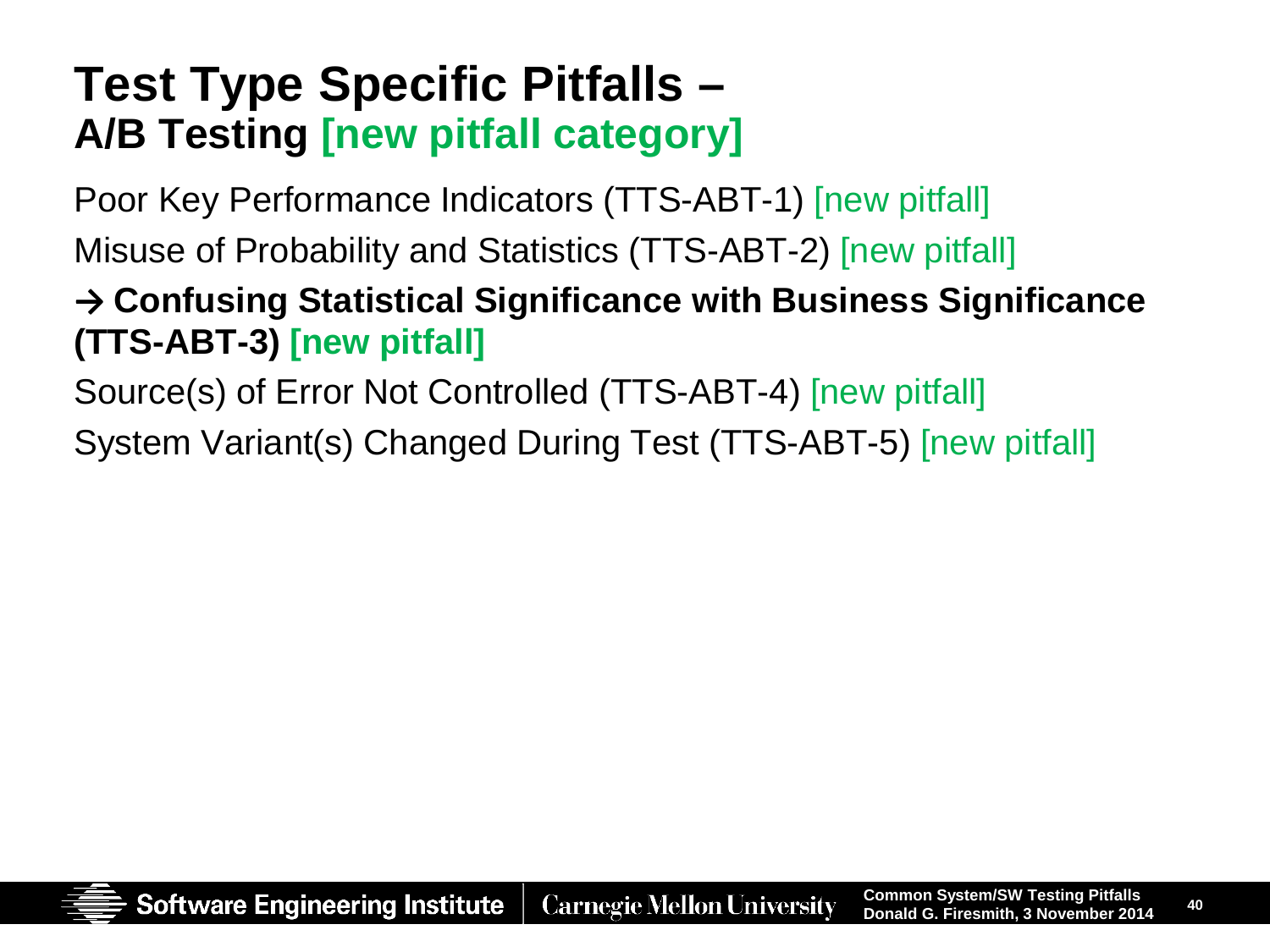# Test Type Specific Pitfalls – A/B Testing [new pitfall category]

Poor Key Performance Indicators (TTS-ABT-1) [new pitfall]

Misuse of Probability and Statistics (TTS-ABT-2) [new pitfall]

**→ Confusing Statistical Significance with Business Significance (TTS-ABT-3) [new pitfall]**

Source(s) of Error Not Controlled (TTS-ABT-4) [new pitfall]

System Variant(s) Changed During Test (TTS-ABT-5) [new pitfall]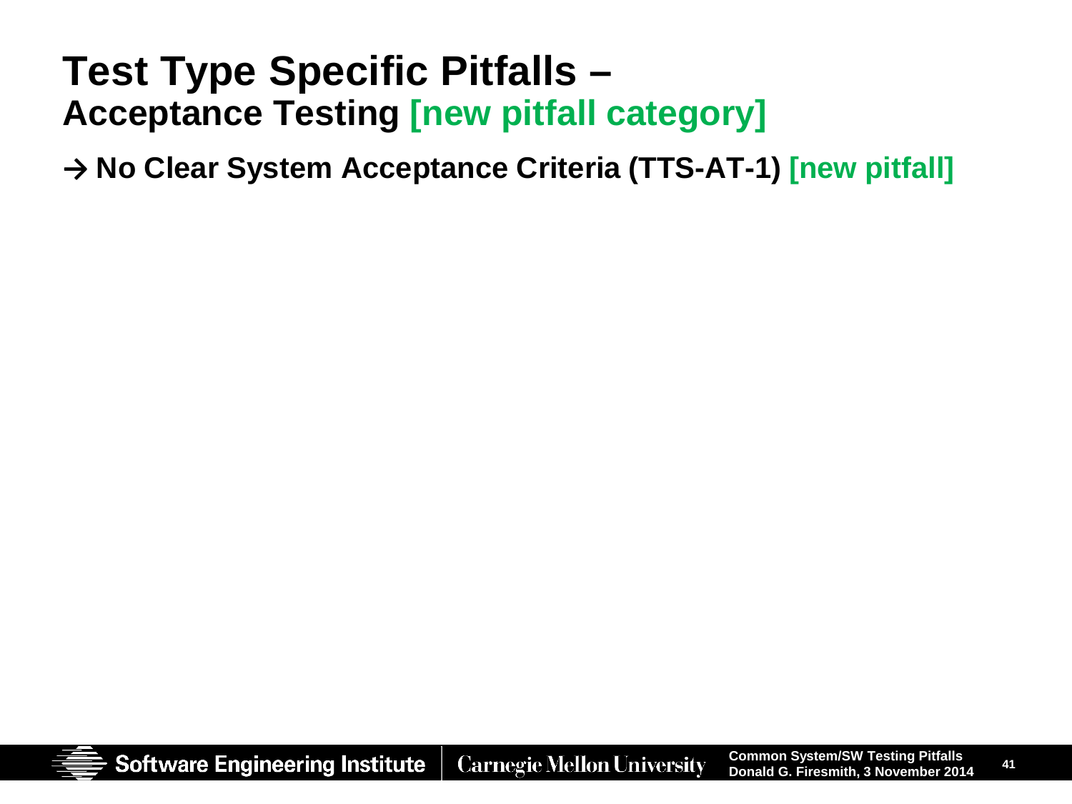# Test Type Specific Pitfalls –
## Acceptance Testing [new pitfall category]

**→ No Clear System Acceptance Criteria (TTS-AT-1) [new pitfall]**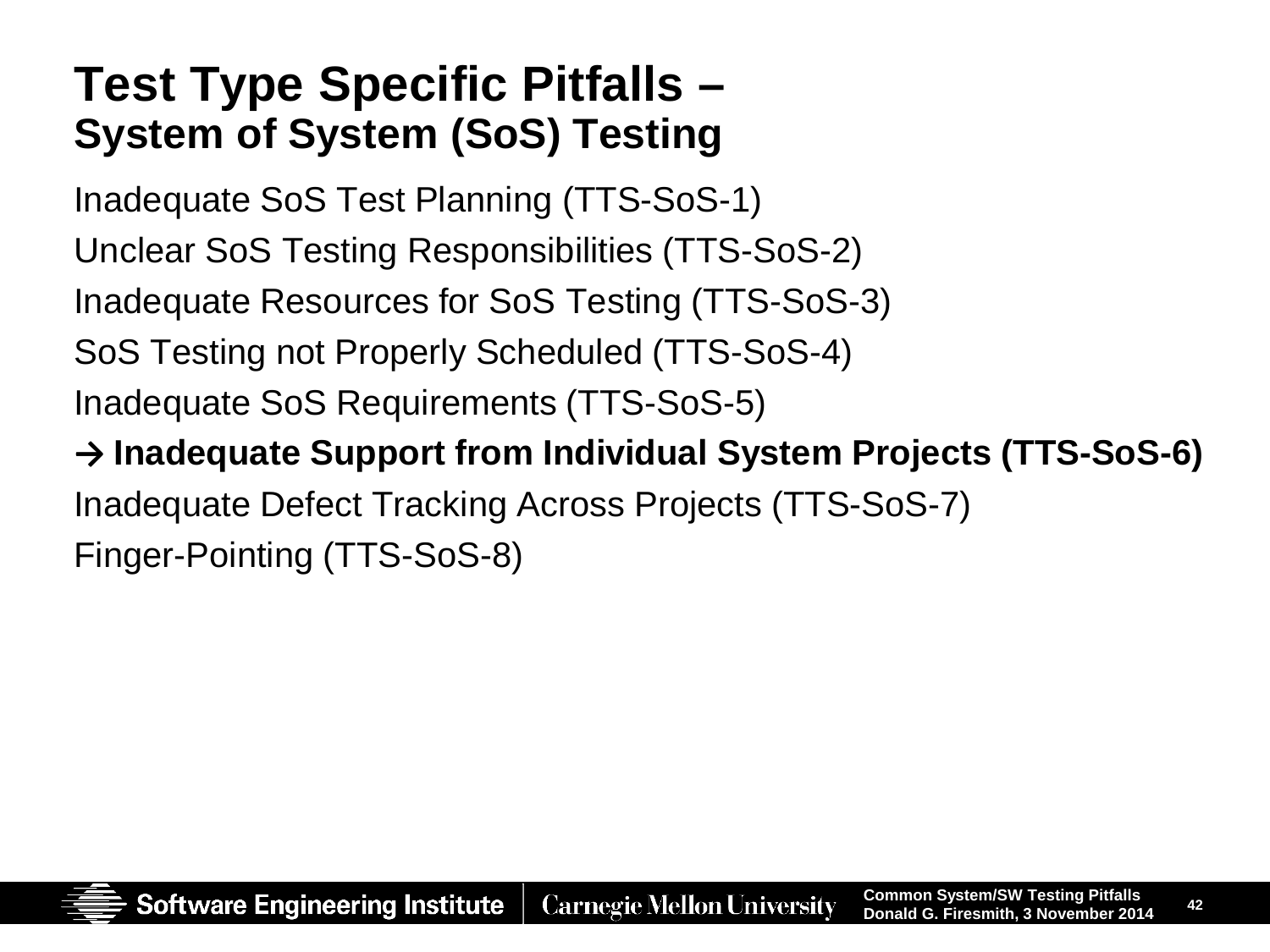# Test Type Specific Pitfalls – System of System (SoS) Testing

Inadequate SoS Test Planning (TTS-SoS-1)

Unclear SoS Testing Responsibilities (TTS-SoS-2)

Inadequate Resources for SoS Testing (TTS-SoS-3)

SoS Testing not Properly Scheduled (TTS-SoS-4)

Inadequate SoS Requirements (TTS-SoS-5)

**→ Inadequate Support from Individual System Projects (TTS-SoS-6)**

Inadequate Defect Tracking Across Projects (TTS-SoS-7)

Finger-Pointing (TTS-SoS-8)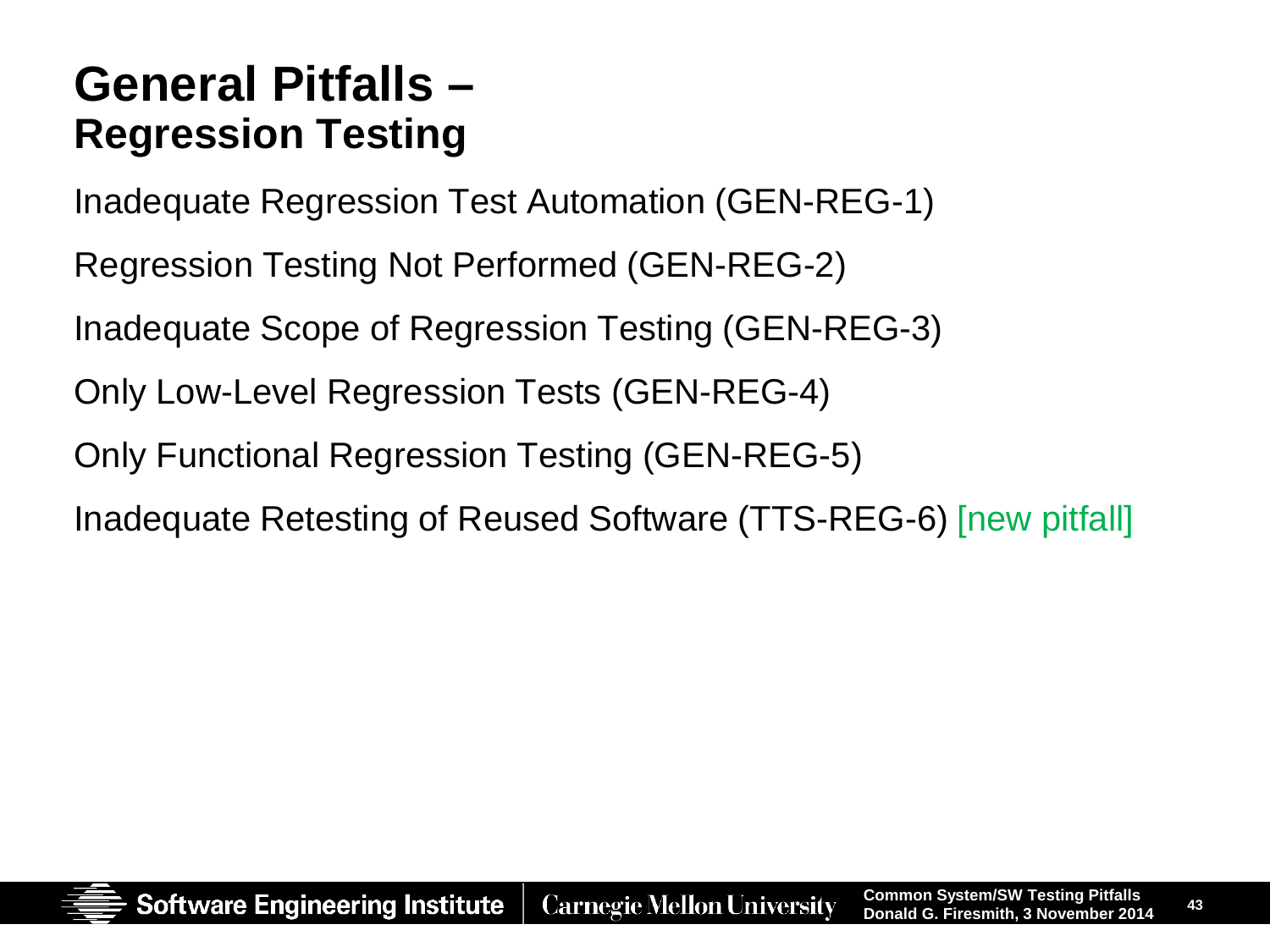# General Pitfalls –
## Regression Testing

Inadequate Regression Test Automation (GEN-REG-1)

Regression Testing Not Performed (GEN-REG-2)

Inadequate Scope of Regression Testing (GEN-REG-3)

Only Low-Level Regression Tests (GEN-REG-4)

Only Functional Regression Testing (GEN-REG-5)

Inadequate Retesting of Reused Software (TTS-REG-6) [new pitfall]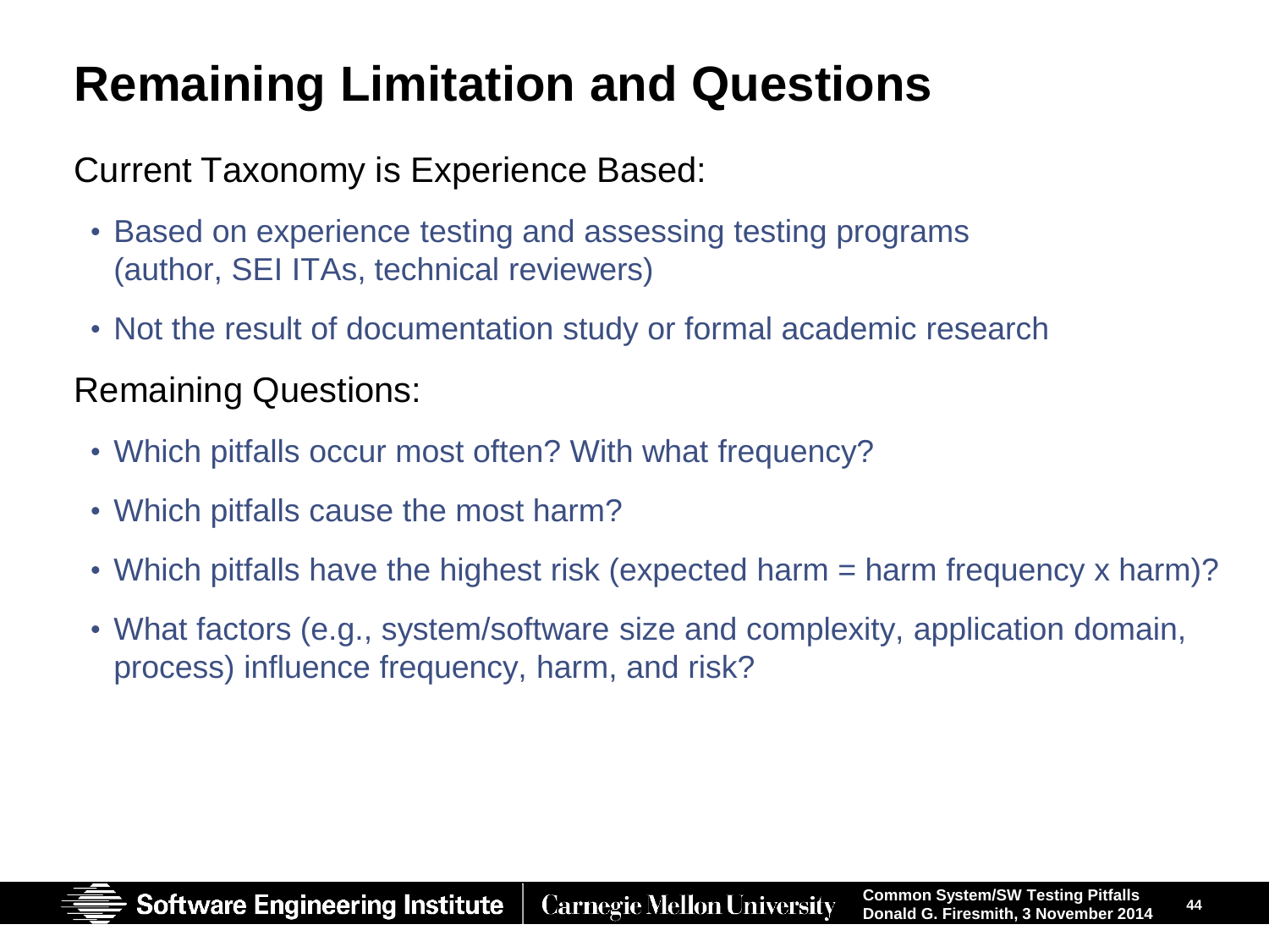# Remaining Limitation and Questions

Current Taxonomy is Experience Based:

- Based on experience testing and assessing testing programs (author, SEI ITAs, technical reviewers)
- Not the result of documentation study or formal academic research

Remaining Questions:

- Which pitfalls occur most often? With what frequency?
- Which pitfalls cause the most harm?
- Which pitfalls have the highest risk (expected harm = harm frequency x harm)?
- What factors (e.g., system/software size and complexity, application domain, process) influence frequency, harm, and risk?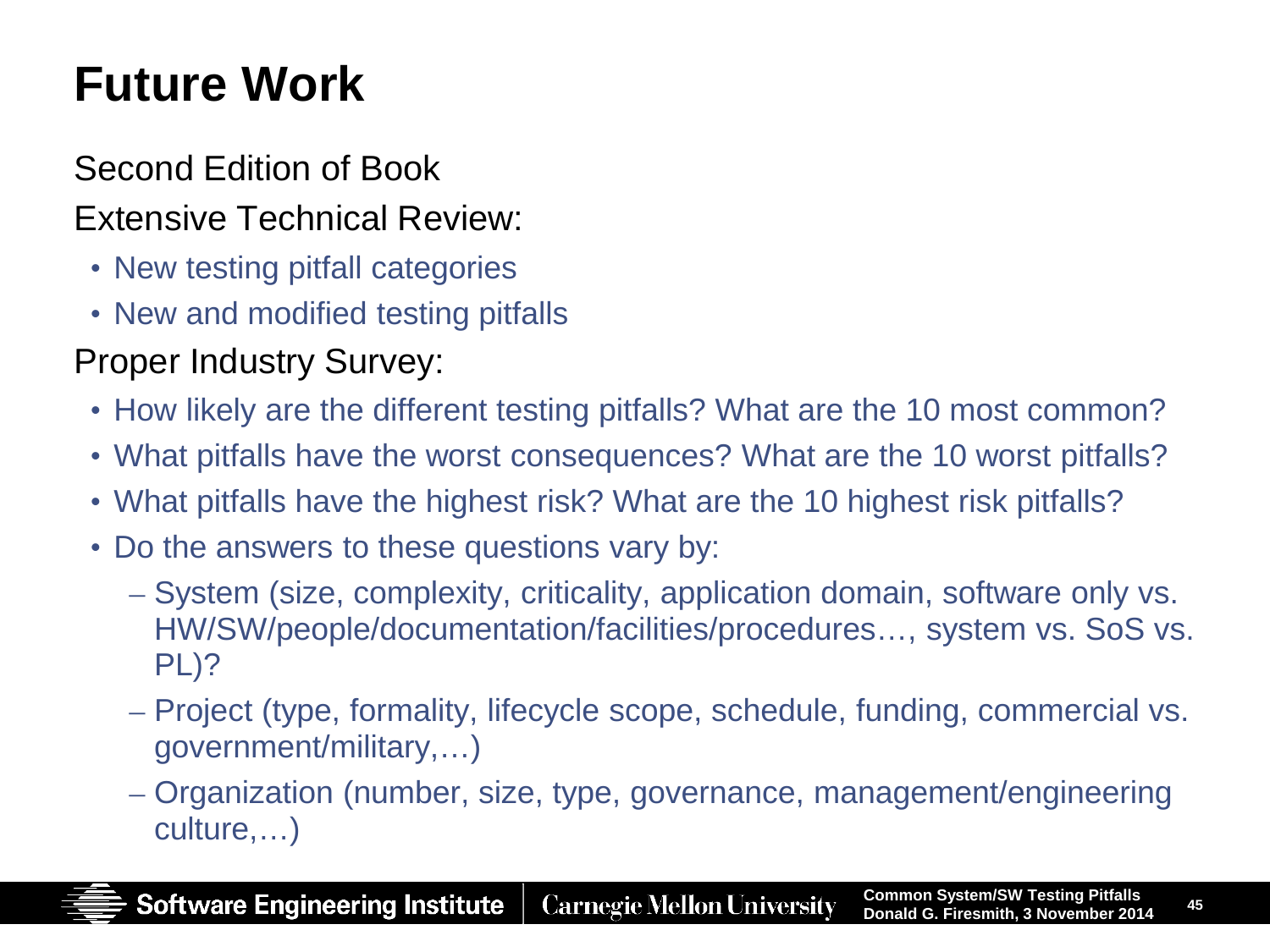# Future Work

Second Edition of Book

Extensive Technical Review:

- New testing pitfall categories
- New and modified testing pitfalls

Proper Industry Survey:

- How likely are the different testing pitfalls? What are the 10 most common?
- What pitfalls have the worst consequences? What are the 10 worst pitfalls?
- What pitfalls have the highest risk? What are the 10 highest risk pitfalls?
- Do the answers to these questions vary by:
  - System (size, complexity, criticality, application domain, software only vs. HW/SW/people/documentation/facilities/procedures…, system vs. SoS vs. PL)?
  - Project (type, formality, lifecycle scope, schedule, funding, commercial vs. government/military,…)
  - Organization (number, size, type, governance, management/engineering culture,…)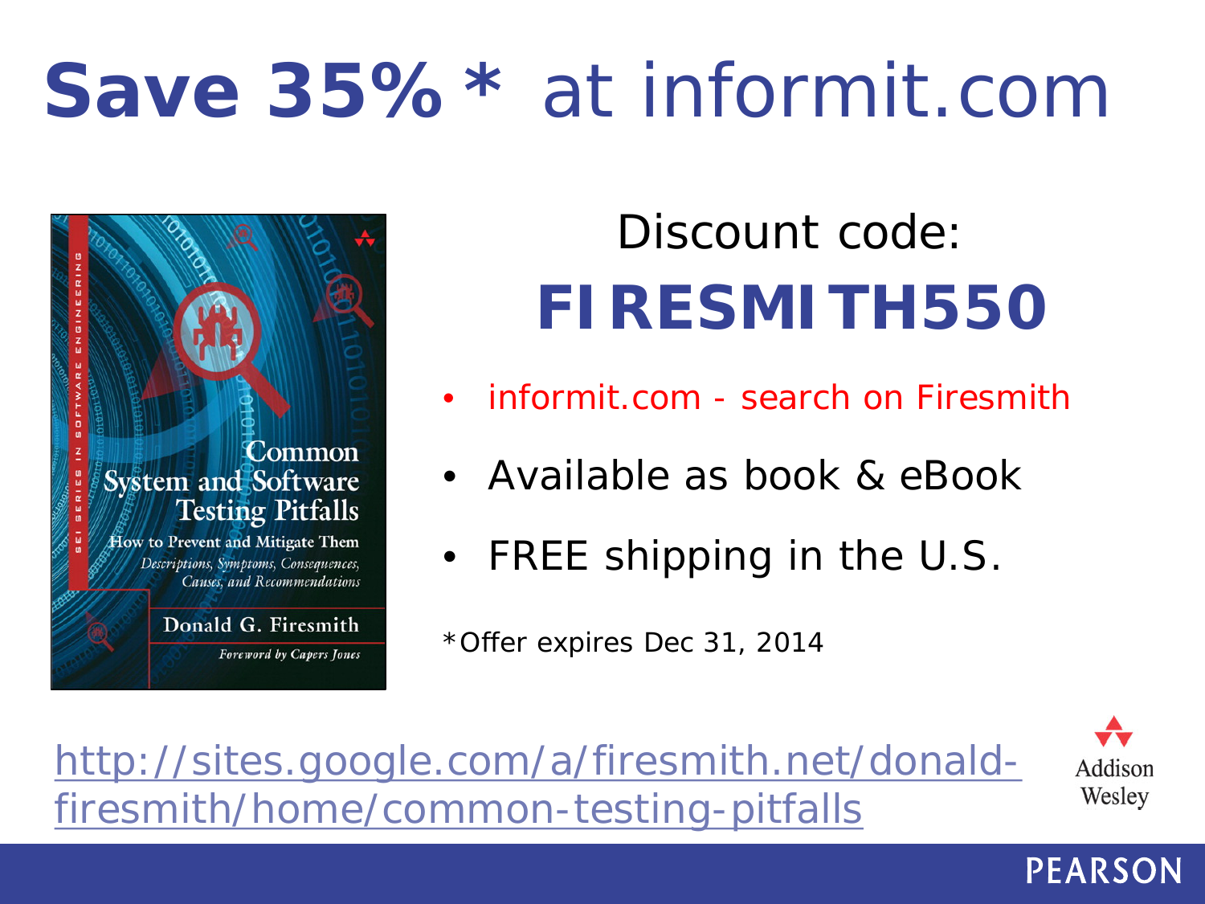# **Save 35%** * at informit.com

Discount code:

**FIRESMITH550**

- informit.com - search on Firesmith
- Available as book & eBook
- FREE shipping in the U.S.

*Offer expires Dec 31, 2014

http://sites.google.com/a/firesmith.net/donald-firesmith/home/common-testing-pitfalls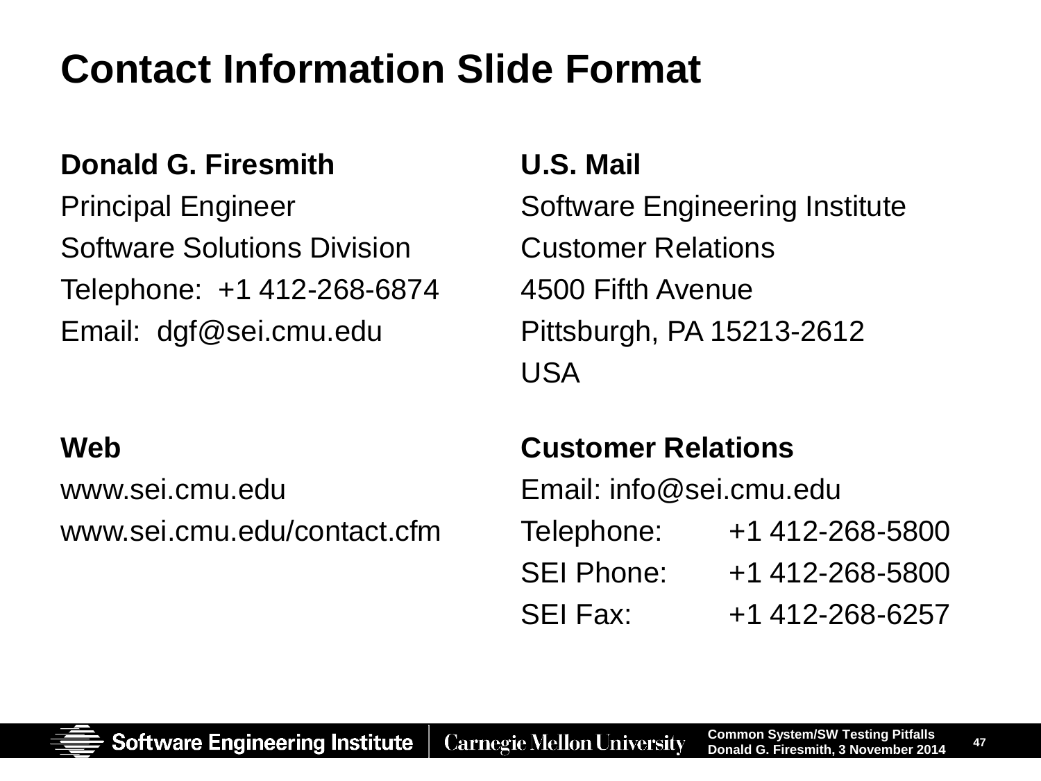# Contact Information Slide Format

**Donald G. Firesmith**
Principal Engineer
Software Solutions Division
Telephone: +1 412-268-6874
Email: dgf@sei.cmu.edu

**U.S. Mail**
Software Engineering Institute
Customer Relations
4500 Fifth Avenue
Pittsburgh, PA 15213-2612
USA

**Web**
www.sei.cmu.edu
www.sei.cmu.edu/contact.cfm

**Customer Relations**
Email: info@sei.cmu.edu
Telephone: +1 412-268-5800
SEI Phone: +1 412-268-5800
SEI Fax: +1 412-268-6257